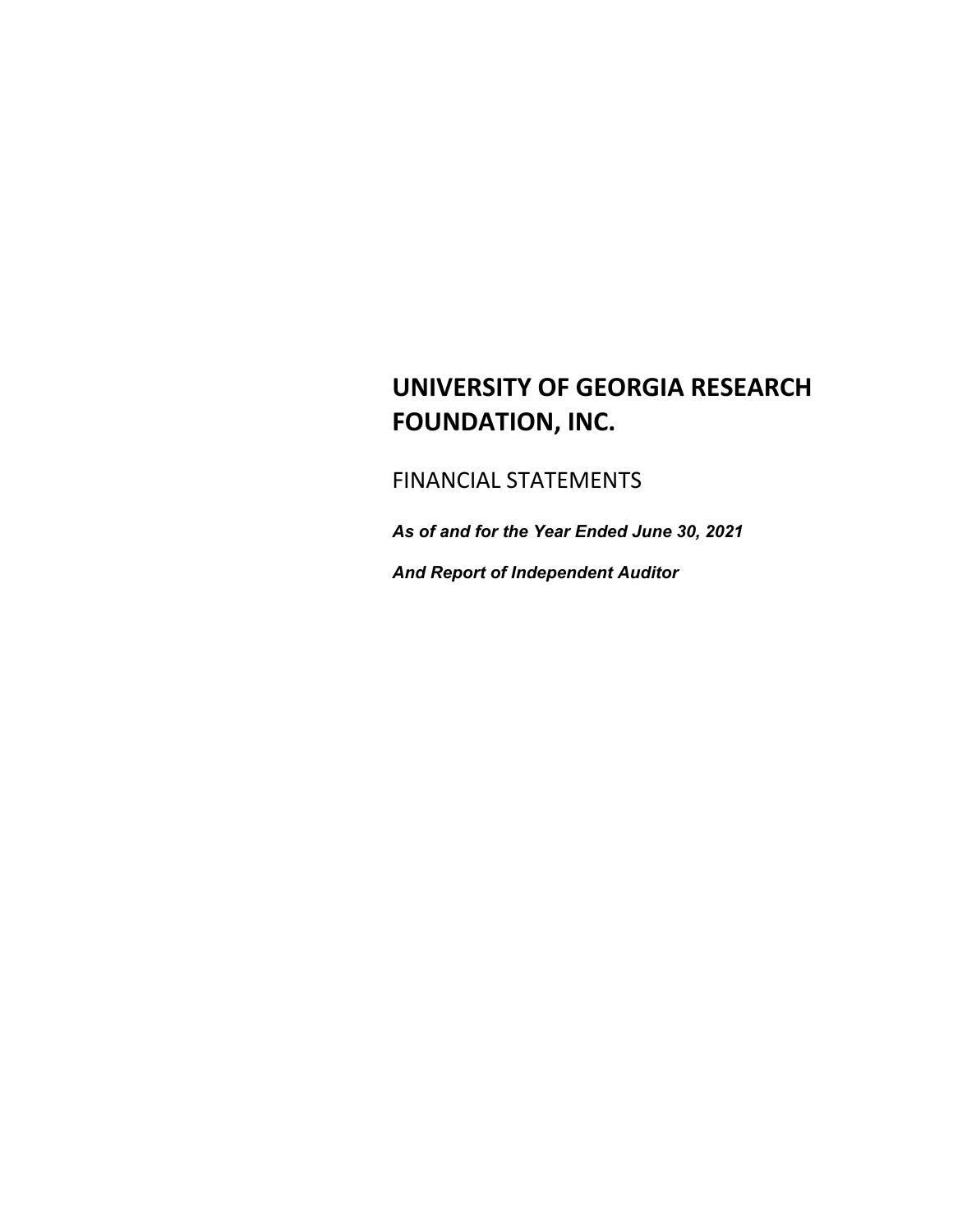# UNIVERSITY OF GEORGIA RESEARCH FOUNDATION, INC.

FINANCIAL STATEMENTS

***As of and for the Year Ended June 30, 2021***

***And Report of Independent Auditor***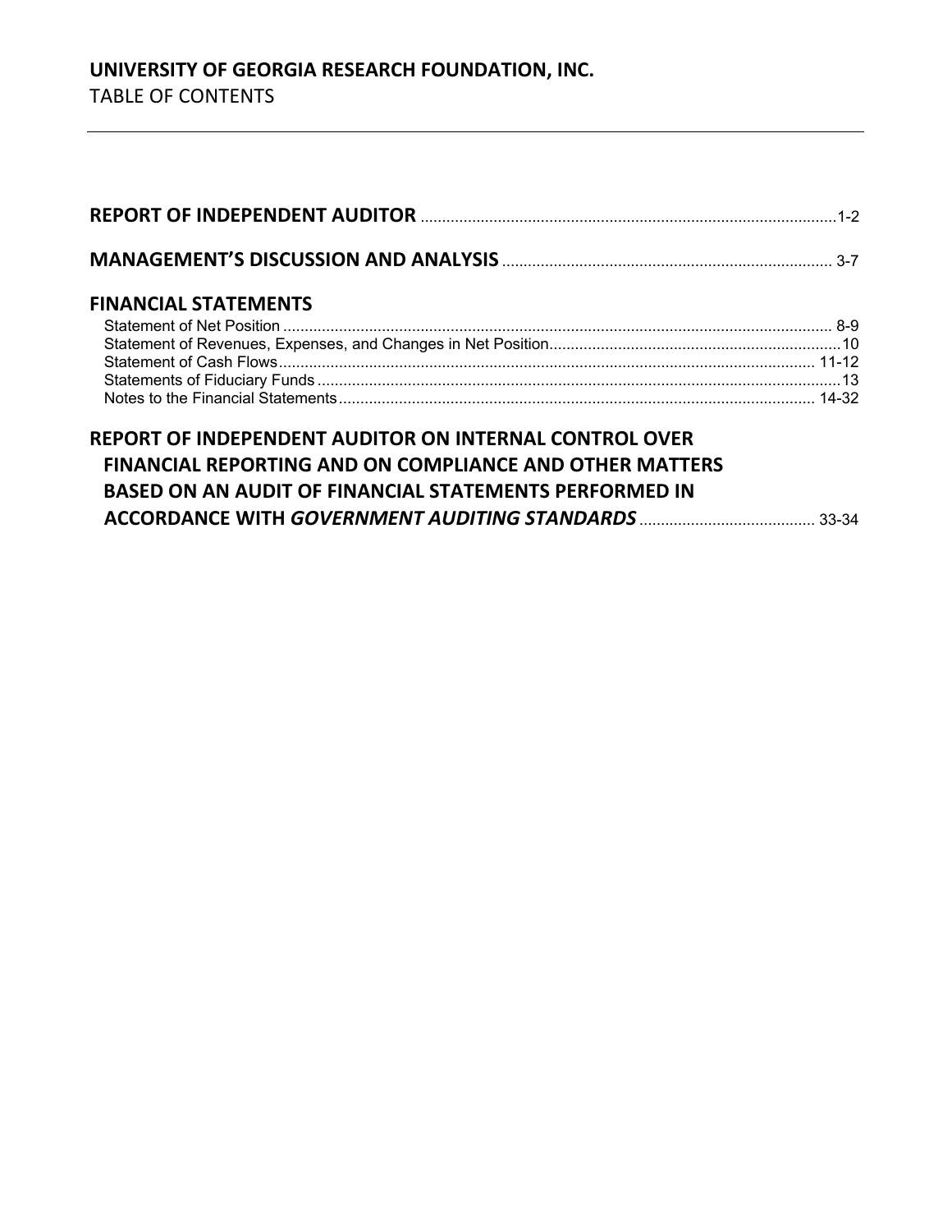# UNIVERSITY OF GEORGIA RESEARCH FOUNDATION, INC.

TABLE OF CONTENTS

| | |
|---|---|
| **REPORT OF INDEPENDENT AUDITOR** | 1-2 |
| **MANAGEMENT'S DISCUSSION AND ANALYSIS** | 3-7 |
| **FINANCIAL STATEMENTS** | |
| Statement of Net Position | 8-9 |
| Statement of Revenues, Expenses, and Changes in Net Position | 10 |
| Statement of Cash Flows | 11-12 |
| Statements of Fiduciary Funds | 13 |
| Notes to the Financial Statements | 14-32 |
| **REPORT OF INDEPENDENT AUDITOR ON INTERNAL CONTROL OVER FINANCIAL REPORTING AND ON COMPLIANCE AND OTHER MATTERS BASED ON AN AUDIT OF FINANCIAL STATEMENTS PERFORMED IN ACCORDANCE WITH *GOVERNMENT AUDITING STANDARDS*** | 33-34 |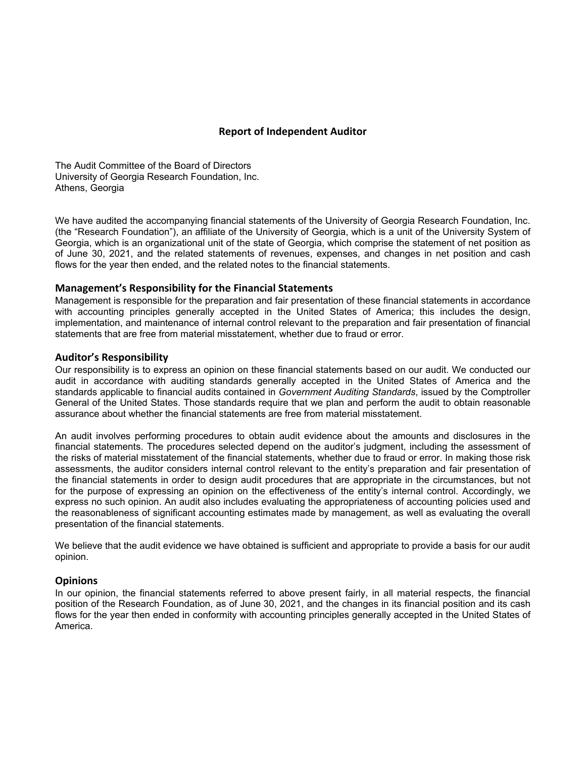# Report of Independent Auditor

The Audit Committee of the Board of Directors
University of Georgia Research Foundation, Inc.
Athens, Georgia

We have audited the accompanying financial statements of the University of Georgia Research Foundation, Inc. (the "Research Foundation"), an affiliate of the University of Georgia, which is a unit of the University System of Georgia, which is an organizational unit of the state of Georgia, which comprise the statement of net position as of June 30, 2021, and the related statements of revenues, expenses, and changes in net position and cash flows for the year then ended, and the related notes to the financial statements.

## Management's Responsibility for the Financial Statements

Management is responsible for the preparation and fair presentation of these financial statements in accordance with accounting principles generally accepted in the United States of America; this includes the design, implementation, and maintenance of internal control relevant to the preparation and fair presentation of financial statements that are free from material misstatement, whether due to fraud or error.

## Auditor's Responsibility

Our responsibility is to express an opinion on these financial statements based on our audit. We conducted our audit in accordance with auditing standards generally accepted in the United States of America and the standards applicable to financial audits contained in *Government Auditing Standards*, issued by the Comptroller General of the United States. Those standards require that we plan and perform the audit to obtain reasonable assurance about whether the financial statements are free from material misstatement.

An audit involves performing procedures to obtain audit evidence about the amounts and disclosures in the financial statements. The procedures selected depend on the auditor's judgment, including the assessment of the risks of material misstatement of the financial statements, whether due to fraud or error. In making those risk assessments, the auditor considers internal control relevant to the entity's preparation and fair presentation of the financial statements in order to design audit procedures that are appropriate in the circumstances, but not for the purpose of expressing an opinion on the effectiveness of the entity's internal control. Accordingly, we express no such opinion. An audit also includes evaluating the appropriateness of accounting policies used and the reasonableness of significant accounting estimates made by management, as well as evaluating the overall presentation of the financial statements.

We believe that the audit evidence we have obtained is sufficient and appropriate to provide a basis for our audit opinion.

## Opinions

In our opinion, the financial statements referred to above present fairly, in all material respects, the financial position of the Research Foundation, as of June 30, 2021, and the changes in its financial position and its cash flows for the year then ended in conformity with accounting principles generally accepted in the United States of America.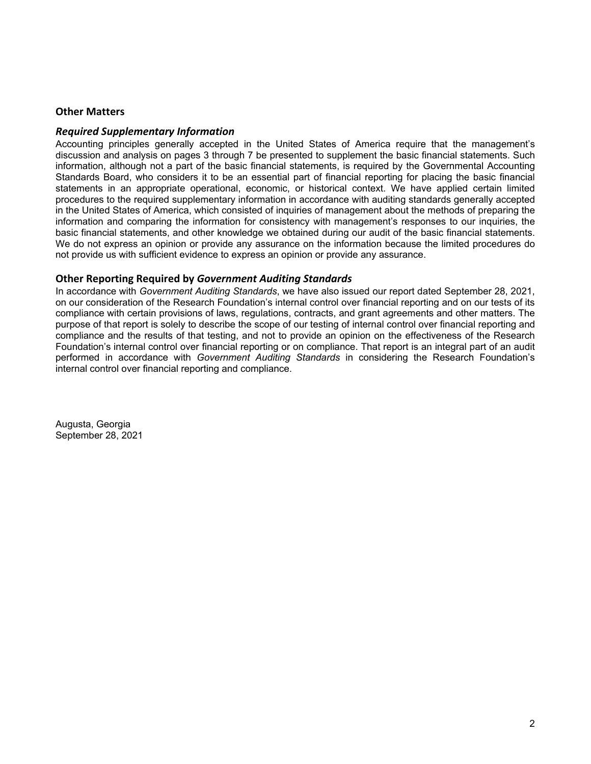## Other Matters

### *Required Supplementary Information*

Accounting principles generally accepted in the United States of America require that the management's discussion and analysis on pages 3 through 7 be presented to supplement the basic financial statements. Such information, although not a part of the basic financial statements, is required by the Governmental Accounting Standards Board, who considers it to be an essential part of financial reporting for placing the basic financial statements in an appropriate operational, economic, or historical context. We have applied certain limited procedures to the required supplementary information in accordance with auditing standards generally accepted in the United States of America, which consisted of inquiries of management about the methods of preparing the information and comparing the information for consistency with management's responses to our inquiries, the basic financial statements, and other knowledge we obtained during our audit of the basic financial statements. We do not express an opinion or provide any assurance on the information because the limited procedures do not provide us with sufficient evidence to express an opinion or provide any assurance.

## Other Reporting Required by *Government Auditing Standards*

In accordance with *Government Auditing Standards*, we have also issued our report dated September 28, 2021, on our consideration of the Research Foundation's internal control over financial reporting and on our tests of its compliance with certain provisions of laws, regulations, contracts, and grant agreements and other matters. The purpose of that report is solely to describe the scope of our testing of internal control over financial reporting and compliance and the results of that testing, and not to provide an opinion on the effectiveness of the Research Foundation's internal control over financial reporting or on compliance. That report is an integral part of an audit performed in accordance with *Government Auditing Standards* in considering the Research Foundation's internal control over financial reporting and compliance.

Augusta, Georgia
September 28, 2021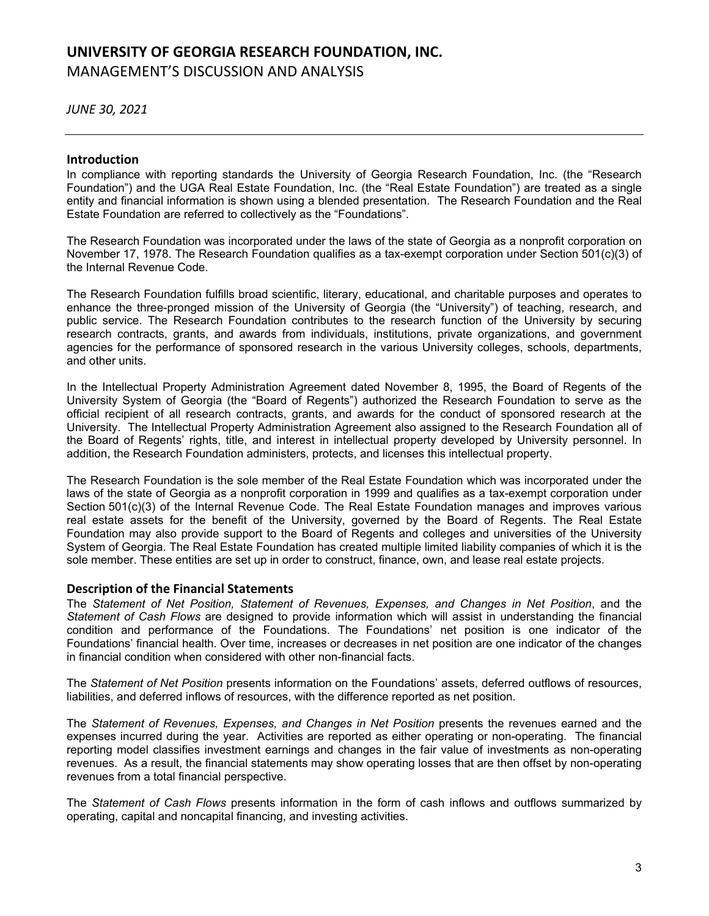# UNIVERSITY OF GEORGIA RESEARCH FOUNDATION, INC.

MANAGEMENT'S DISCUSSION AND ANALYSIS

*JUNE 30, 2021*

## Introduction

In compliance with reporting standards the University of Georgia Research Foundation, Inc. (the "Research Foundation") and the UGA Real Estate Foundation, Inc. (the "Real Estate Foundation") are treated as a single entity and financial information is shown using a blended presentation. The Research Foundation and the Real Estate Foundation are referred to collectively as the "Foundations".

The Research Foundation was incorporated under the laws of the state of Georgia as a nonprofit corporation on November 17, 1978. The Research Foundation qualifies as a tax-exempt corporation under Section 501(c)(3) of the Internal Revenue Code.

The Research Foundation fulfills broad scientific, literary, educational, and charitable purposes and operates to enhance the three-pronged mission of the University of Georgia (the "University") of teaching, research, and public service. The Research Foundation contributes to the research function of the University by securing research contracts, grants, and awards from individuals, institutions, private organizations, and government agencies for the performance of sponsored research in the various University colleges, schools, departments, and other units.

In the Intellectual Property Administration Agreement dated November 8, 1995, the Board of Regents of the University System of Georgia (the "Board of Regents") authorized the Research Foundation to serve as the official recipient of all research contracts, grants, and awards for the conduct of sponsored research at the University. The Intellectual Property Administration Agreement also assigned to the Research Foundation all of the Board of Regents' rights, title, and interest in intellectual property developed by University personnel. In addition, the Research Foundation administers, protects, and licenses this intellectual property.

The Research Foundation is the sole member of the Real Estate Foundation which was incorporated under the laws of the state of Georgia as a nonprofit corporation in 1999 and qualifies as a tax-exempt corporation under Section 501(c)(3) of the Internal Revenue Code. The Real Estate Foundation manages and improves various real estate assets for the benefit of the University, governed by the Board of Regents. The Real Estate Foundation may also provide support to the Board of Regents and colleges and universities of the University System of Georgia. The Real Estate Foundation has created multiple limited liability companies of which it is the sole member. These entities are set up in order to construct, finance, own, and lease real estate projects.

## Description of the Financial Statements

The *Statement of Net Position, Statement of Revenues, Expenses, and Changes in Net Position*, and the *Statement of Cash Flows* are designed to provide information which will assist in understanding the financial condition and performance of the Foundations. The Foundations' net position is one indicator of the Foundations' financial health. Over time, increases or decreases in net position are one indicator of the changes in financial condition when considered with other non-financial facts.

The *Statement of Net Position* presents information on the Foundations' assets, deferred outflows of resources, liabilities, and deferred inflows of resources, with the difference reported as net position.

The *Statement of Revenues, Expenses, and Changes in Net Position* presents the revenues earned and the expenses incurred during the year. Activities are reported as either operating or non-operating. The financial reporting model classifies investment earnings and changes in the fair value of investments as non-operating revenues. As a result, the financial statements may show operating losses that are then offset by non-operating revenues from a total financial perspective.

The *Statement of Cash Flows* presents information in the form of cash inflows and outflows summarized by operating, capital and noncapital financing, and investing activities.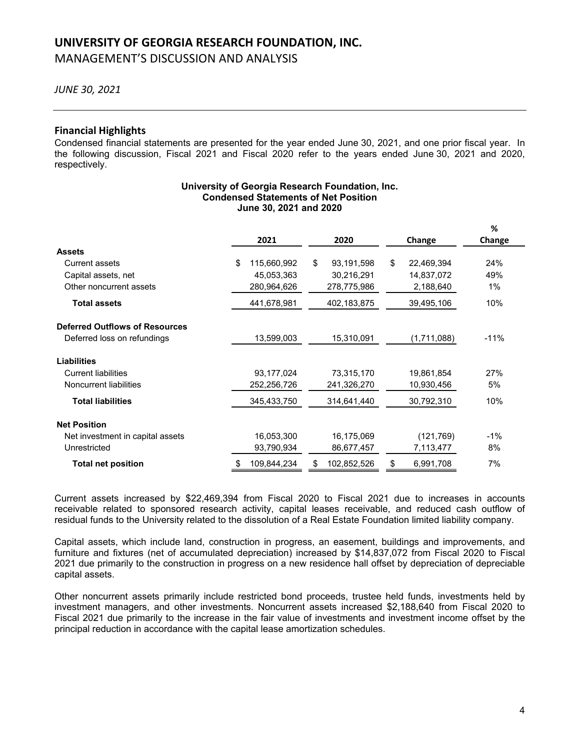# UNIVERSITY OF GEORGIA RESEARCH FOUNDATION, INC.

MANAGEMENT'S DISCUSSION AND ANALYSIS

*JUNE 30, 2021*

## Financial Highlights

Condensed financial statements are presented for the year ended June 30, 2021, and one prior fiscal year. In the following discussion, Fiscal 2021 and Fiscal 2020 refer to the years ended June 30, 2021 and 2020, respectively.

**University of Georgia Research Foundation, Inc.**
**Condensed Statements of Net Position**
**June 30, 2021 and 2020**

| | 2021 | 2020 | Change | % Change |
|---|---|---|---|---|
| **Assets** | | | | |
| Current assets | $ 115,660,992 | $ 93,191,598 | $ 22,469,394 | 24% |
| Capital assets, net | 45,053,363 | 30,216,291 | 14,837,072 | 49% |
| Other noncurrent assets | 280,964,626 | 278,775,986 | 2,188,640 | 1% |
| **Total assets** | 441,678,981 | 402,183,875 | 39,495,106 | 10% |
| **Deferred Outflows of Resources** | | | | |
| Deferred loss on refundings | 13,599,003 | 15,310,091 | (1,711,088) | -11% |
| **Liabilities** | | | | |
| Current liabilities | 93,177,024 | 73,315,170 | 19,861,854 | 27% |
| Noncurrent liabilities | 252,256,726 | 241,326,270 | 10,930,456 | 5% |
| **Total liabilities** | 345,433,750 | 314,641,440 | 30,792,310 | 10% |
| **Net Position** | | | | |
| Net investment in capital assets | 16,053,300 | 16,175,069 | (121,769) | -1% |
| Unrestricted | 93,790,934 | 86,677,457 | 7,113,477 | 8% |
| **Total net position** | $ 109,844,234 | $ 102,852,526 | $ 6,991,708 | 7% |

Current assets increased by $22,469,394 from Fiscal 2020 to Fiscal 2021 due to increases in accounts receivable related to sponsored research activity, capital leases receivable, and reduced cash outflow of residual funds to the University related to the dissolution of a Real Estate Foundation limited liability company.

Capital assets, which include land, construction in progress, an easement, buildings and improvements, and furniture and fixtures (net of accumulated depreciation) increased by $14,837,072 from Fiscal 2020 to Fiscal 2021 due primarily to the construction in progress on a new residence hall offset by depreciation of depreciable capital assets.

Other noncurrent assets primarily include restricted bond proceeds, trustee held funds, investments held by investment managers, and other investments. Noncurrent assets increased $2,188,640 from Fiscal 2020 to Fiscal 2021 due primarily to the increase in the fair value of investments and investment income offset by the principal reduction in accordance with the capital lease amortization schedules.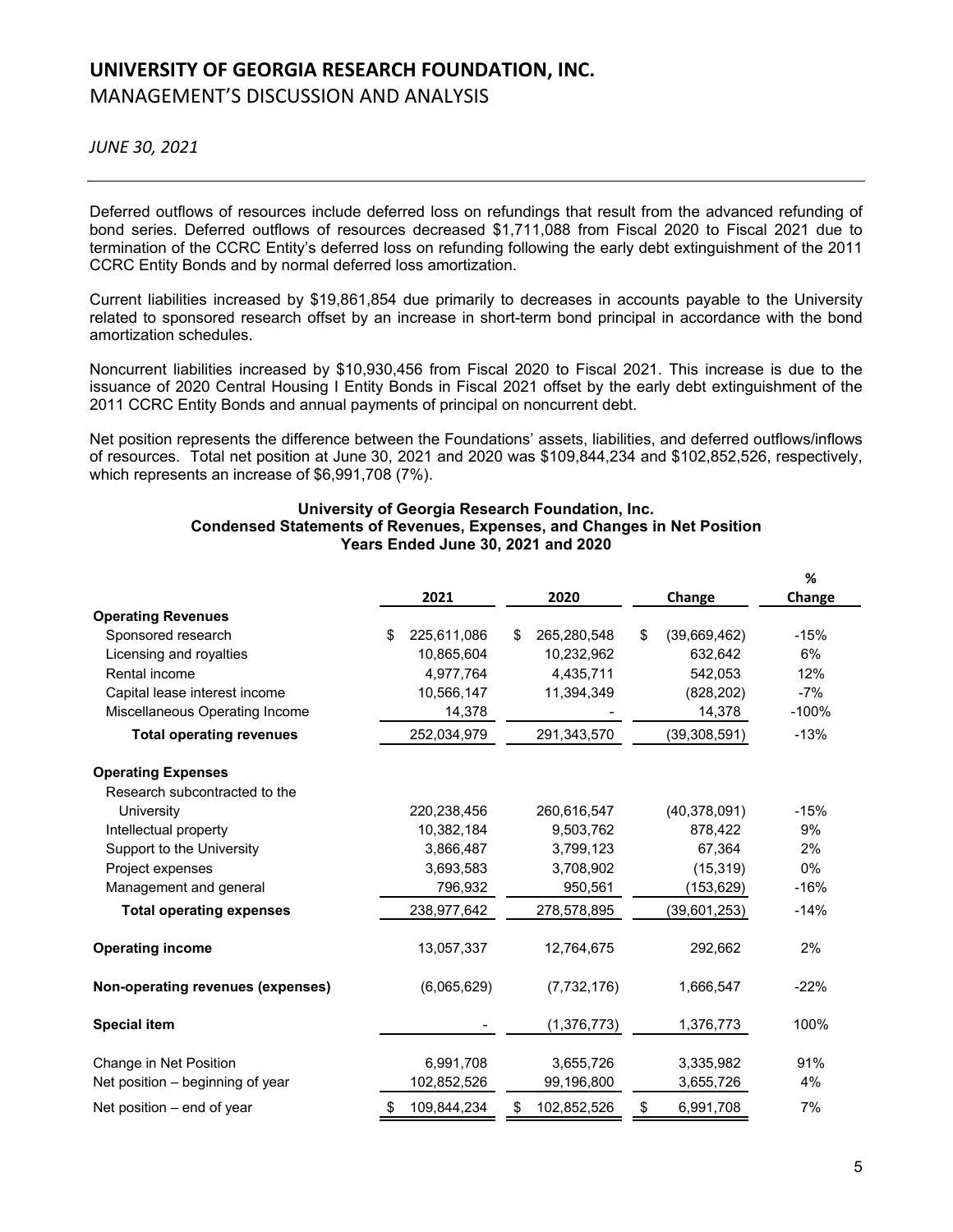Deferred outflows of resources include deferred loss on refundings that result from the advanced refunding of bond series. Deferred outflows of resources decreased $1,711,088 from Fiscal 2020 to Fiscal 2021 due to termination of the CCRC Entity's deferred loss on refunding following the early debt extinguishment of the 2011 CCRC Entity Bonds and by normal deferred loss amortization.

Current liabilities increased by $19,861,854 due primarily to decreases in accounts payable to the University related to sponsored research offset by an increase in short-term bond principal in accordance with the bond amortization schedules.

Noncurrent liabilities increased by $10,930,456 from Fiscal 2020 to Fiscal 2021. This increase is due to the issuance of 2020 Central Housing I Entity Bonds in Fiscal 2021 offset by the early debt extinguishment of the 2011 CCRC Entity Bonds and annual payments of principal on noncurrent debt.

Net position represents the difference between the Foundations' assets, liabilities, and deferred outflows/inflows of resources. Total net position at June 30, 2021 and 2020 was $109,844,234 and $102,852,526, respectively, which represents an increase of $6,991,708 (7%).

**University of Georgia Research Foundation, Inc.**
**Condensed Statements of Revenues, Expenses, and Changes in Net Position**
**Years Ended June 30, 2021 and 2020**

| | 2021 | 2020 | Change | % Change |
|---|---|---|---|---|
| **Operating Revenues** | | | | |
| Sponsored research | $ 225,611,086 | $ 265,280,548 | $ (39,669,462) | -15% |
| Licensing and royalties | 10,865,604 | 10,232,962 | 632,642 | 6% |
| Rental income | 4,977,764 | 4,435,711 | 542,053 | 12% |
| Capital lease interest income | 10,566,147 | 11,394,349 | (828,202) | -7% |
| Miscellaneous Operating Income | 14,378 | - | 14,378 | -100% |
| **Total operating revenues** | 252,034,979 | 291,343,570 | (39,308,591) | -13% |
| **Operating Expenses** | | | | |
| Research subcontracted to the University | 220,238,456 | 260,616,547 | (40,378,091) | -15% |
| Intellectual property | 10,382,184 | 9,503,762 | 878,422 | 9% |
| Support to the University | 3,866,487 | 3,799,123 | 67,364 | 2% |
| Project expenses | 3,693,583 | 3,708,902 | (15,319) | 0% |
| Management and general | 796,932 | 950,561 | (153,629) | -16% |
| **Total operating expenses** | 238,977,642 | 278,578,895 | (39,601,253) | -14% |
| **Operating income** | 13,057,337 | 12,764,675 | 292,662 | 2% |
| **Non-operating revenues (expenses)** | (6,065,629) | (7,732,176) | 1,666,547 | -22% |
| **Special item** | - | (1,376,773) | 1,376,773 | 100% |
| Change in Net Position | 6,991,708 | 3,655,726 | 3,335,982 | 91% |
| Net position – beginning of year | 102,852,526 | 99,196,800 | 3,655,726 | 4% |
| Net position – end of year | $ 109,844,234 | $ 102,852,526 | $ 6,991,708 | 7% |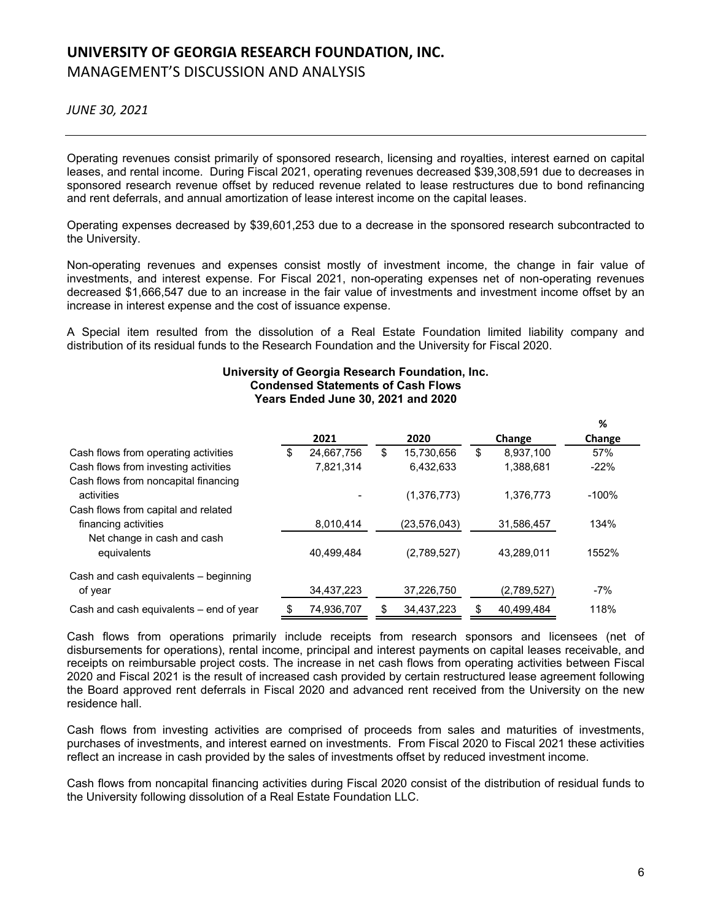Operating revenues consist primarily of sponsored research, licensing and royalties, interest earned on capital leases, and rental income. During Fiscal 2021, operating revenues decreased $39,308,591 due to decreases in sponsored research revenue offset by reduced revenue related to lease restructures due to bond refinancing and rent deferrals, and annual amortization of lease interest income on the capital leases.

Operating expenses decreased by $39,601,253 due to a decrease in the sponsored research subcontracted to the University.

Non-operating revenues and expenses consist mostly of investment income, the change in fair value of investments, and interest expense. For Fiscal 2021, non-operating expenses net of non-operating revenues decreased $1,666,547 due to an increase in the fair value of investments and investment income offset by an increase in interest expense and the cost of issuance expense.

A Special item resulted from the dissolution of a Real Estate Foundation limited liability company and distribution of its residual funds to the Research Foundation and the University for Fiscal 2020.

**University of Georgia Research Foundation, Inc.**
**Condensed Statements of Cash Flows**
**Years Ended June 30, 2021 and 2020**

| | 2021 | 2020 | Change | % Change |
|---|---|---|---|---|
| Cash flows from operating activities | $ 24,667,756 | $ 15,730,656 | $ 8,937,100 | 57% |
| Cash flows from investing activities | 7,821,314 | 6,432,633 | 1,388,681 | -22% |
| Cash flows from noncapital financing activities | - | (1,376,773) | 1,376,773 | -100% |
| Cash flows from capital and related financing activities | 8,010,414 | (23,576,043) | 31,586,457 | 134% |
| Net change in cash and cash equivalents | 40,499,484 | (2,789,527) | 43,289,011 | 1552% |
| Cash and cash equivalents – beginning of year | 34,437,223 | 37,226,750 | (2,789,527) | -7% |
| Cash and cash equivalents – end of year | $ 74,936,707 | $ 34,437,223 | $ 40,499,484 | 118% |

Cash flows from operations primarily include receipts from research sponsors and licensees (net of disbursements for operations), rental income, principal and interest payments on capital leases receivable, and receipts on reimbursable project costs. The increase in net cash flows from operating activities between Fiscal 2020 and Fiscal 2021 is the result of increased cash provided by certain restructured lease agreement following the Board approved rent deferrals in Fiscal 2020 and advanced rent received from the University on the new residence hall.

Cash flows from investing activities are comprised of proceeds from sales and maturities of investments, purchases of investments, and interest earned on investments. From Fiscal 2020 to Fiscal 2021 these activities reflect an increase in cash provided by the sales of investments offset by reduced investment income.

Cash flows from noncapital financing activities during Fiscal 2020 consist of the distribution of residual funds to the University following dissolution of a Real Estate Foundation LLC.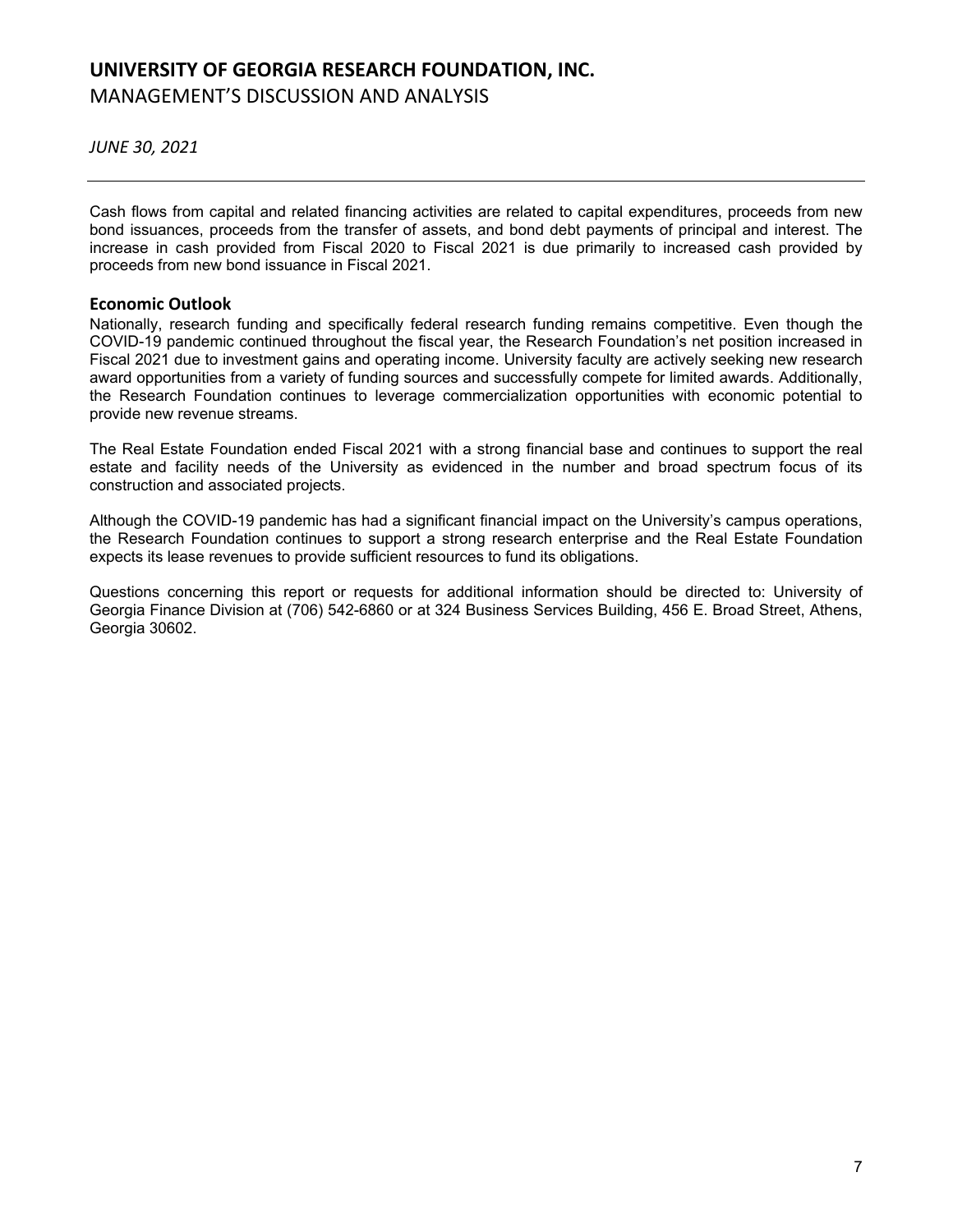Cash flows from capital and related financing activities are related to capital expenditures, proceeds from new bond issuances, proceeds from the transfer of assets, and bond debt payments of principal and interest. The increase in cash provided from Fiscal 2020 to Fiscal 2021 is due primarily to increased cash provided by proceeds from new bond issuance in Fiscal 2021.

## Economic Outlook

Nationally, research funding and specifically federal research funding remains competitive. Even though the COVID-19 pandemic continued throughout the fiscal year, the Research Foundation's net position increased in Fiscal 2021 due to investment gains and operating income. University faculty are actively seeking new research award opportunities from a variety of funding sources and successfully compete for limited awards. Additionally, the Research Foundation continues to leverage commercialization opportunities with economic potential to provide new revenue streams.

The Real Estate Foundation ended Fiscal 2021 with a strong financial base and continues to support the real estate and facility needs of the University as evidenced in the number and broad spectrum focus of its construction and associated projects.

Although the COVID-19 pandemic has had a significant financial impact on the University's campus operations, the Research Foundation continues to support a strong research enterprise and the Real Estate Foundation expects its lease revenues to provide sufficient resources to fund its obligations.

Questions concerning this report or requests for additional information should be directed to: University of Georgia Finance Division at (706) 542-6860 or at 324 Business Services Building, 456 E. Broad Street, Athens, Georgia 30602.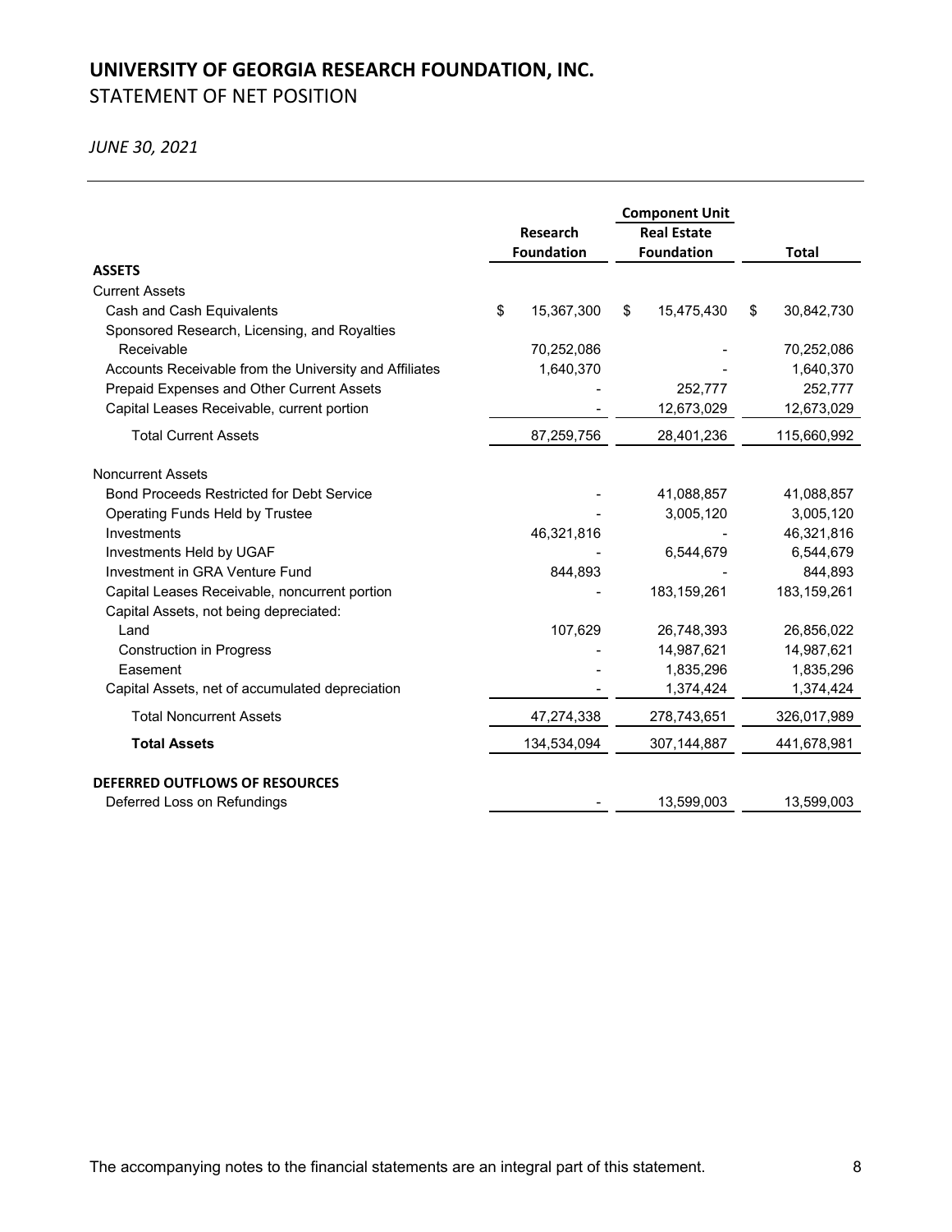# UNIVERSITY OF GEORGIA RESEARCH FOUNDATION, INC.

## STATEMENT OF NET POSITION

*JUNE 30, 2021*

| | Research Foundation | Component Unit Real Estate Foundation | Total |
|---|---|---|---|
| **ASSETS** | | | |
| Current Assets | | | |
| Cash and Cash Equivalents | $ 15,367,300 | $ 15,475,430 | $ 30,842,730 |
| Sponsored Research, Licensing, and Royalties Receivable | 70,252,086 | - | 70,252,086 |
| Accounts Receivable from the University and Affiliates | 1,640,370 | - | 1,640,370 |
| Prepaid Expenses and Other Current Assets | - | 252,777 | 252,777 |
| Capital Leases Receivable, current portion | - | 12,673,029 | 12,673,029 |
| Total Current Assets | 87,259,756 | 28,401,236 | 115,660,992 |
| Noncurrent Assets | | | |
| Bond Proceeds Restricted for Debt Service | - | 41,088,857 | 41,088,857 |
| Operating Funds Held by Trustee | - | 3,005,120 | 3,005,120 |
| Investments | 46,321,816 | - | 46,321,816 |
| Investments Held by UGAF | - | 6,544,679 | 6,544,679 |
| Investment in GRA Venture Fund | 844,893 | - | 844,893 |
| Capital Leases Receivable, noncurrent portion | - | 183,159,261 | 183,159,261 |
| Capital Assets, not being depreciated: | | | |
| Land | 107,629 | 26,748,393 | 26,856,022 |
| Construction in Progress | - | 14,987,621 | 14,987,621 |
| Easement | - | 1,835,296 | 1,835,296 |
| Capital Assets, net of accumulated depreciation | - | 1,374,424 | 1,374,424 |
| Total Noncurrent Assets | 47,274,338 | 278,743,651 | 326,017,989 |
| **Total Assets** | 134,534,094 | 307,144,887 | 441,678,981 |
| **DEFERRED OUTFLOWS OF RESOURCES** | | | |
| Deferred Loss on Refundings | - | 13,599,003 | 13,599,003 |

The accompanying notes to the financial statements are an integral part of this statement.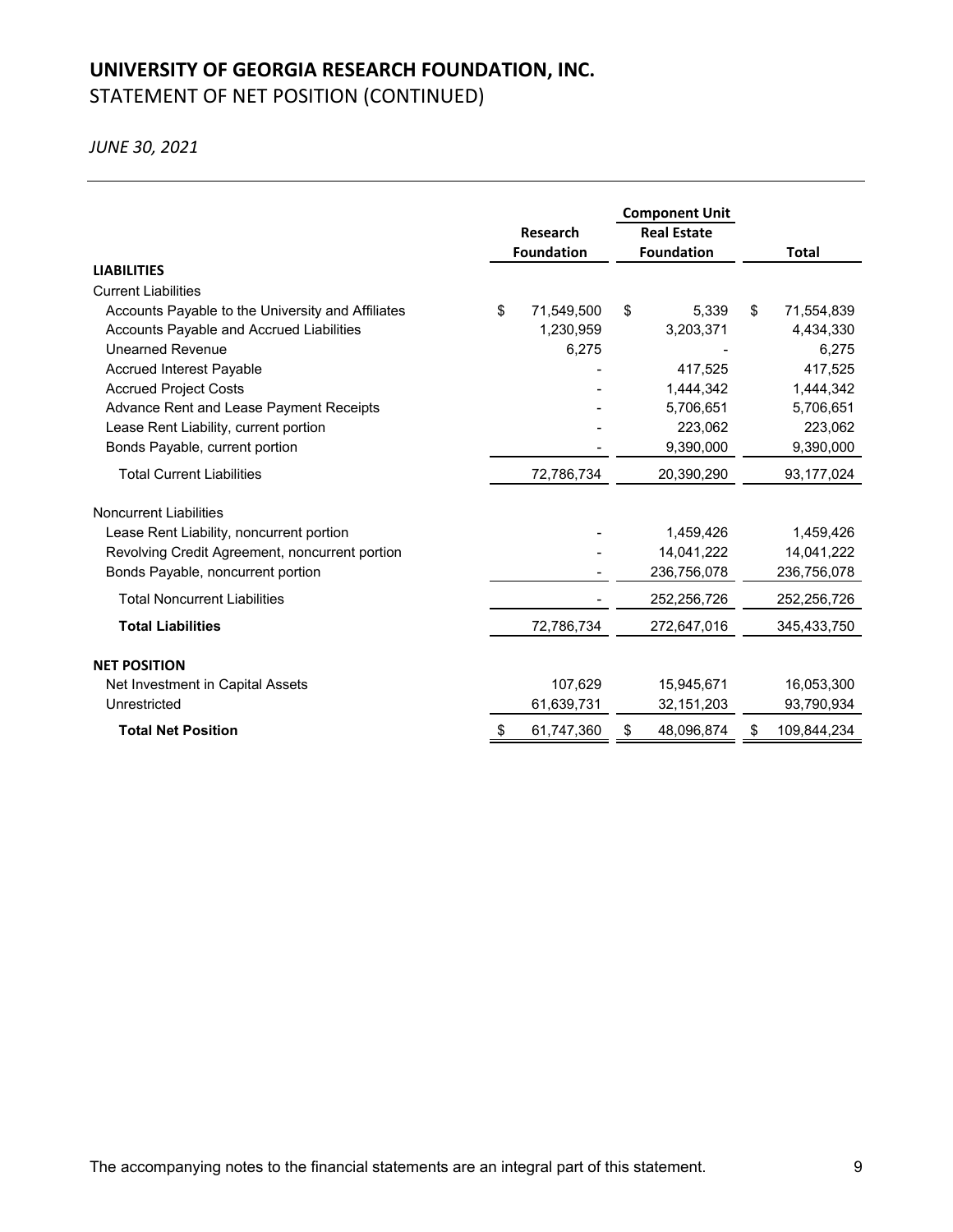# UNIVERSITY OF GEORGIA RESEARCH FOUNDATION, INC.

## STATEMENT OF NET POSITION (CONTINUED)

*JUNE 30, 2021*

| | Research Foundation | Component Unit Real Estate Foundation | Total |
|---|---|---|---|
| **LIABILITIES** | | | |
| Current Liabilities | | | |
| Accounts Payable to the University and Affiliates | $ 71,549,500 | $ 5,339 | $ 71,554,839 |
| Accounts Payable and Accrued Liabilities | 1,230,959 | 3,203,371 | 4,434,330 |
| Unearned Revenue | 6,275 | - | 6,275 |
| Accrued Interest Payable | - | 417,525 | 417,525 |
| Accrued Project Costs | - | 1,444,342 | 1,444,342 |
| Advance Rent and Lease Payment Receipts | - | 5,706,651 | 5,706,651 |
| Lease Rent Liability, current portion | - | 223,062 | 223,062 |
| Bonds Payable, current portion | - | 9,390,000 | 9,390,000 |
| Total Current Liabilities | 72,786,734 | 20,390,290 | 93,177,024 |
| Noncurrent Liabilities | | | |
| Lease Rent Liability, noncurrent portion | - | 1,459,426 | 1,459,426 |
| Revolving Credit Agreement, noncurrent portion | - | 14,041,222 | 14,041,222 |
| Bonds Payable, noncurrent portion | - | 236,756,078 | 236,756,078 |
| Total Noncurrent Liabilities | - | 252,256,726 | 252,256,726 |
| **Total Liabilities** | 72,786,734 | 272,647,016 | 345,433,750 |
| **NET POSITION** | | | |
| Net Investment in Capital Assets | 107,629 | 15,945,671 | 16,053,300 |
| Unrestricted | 61,639,731 | 32,151,203 | 93,790,934 |
| **Total Net Position** | $ 61,747,360 | $ 48,096,874 | $ 109,844,234 |

The accompanying notes to the financial statements are an integral part of this statement.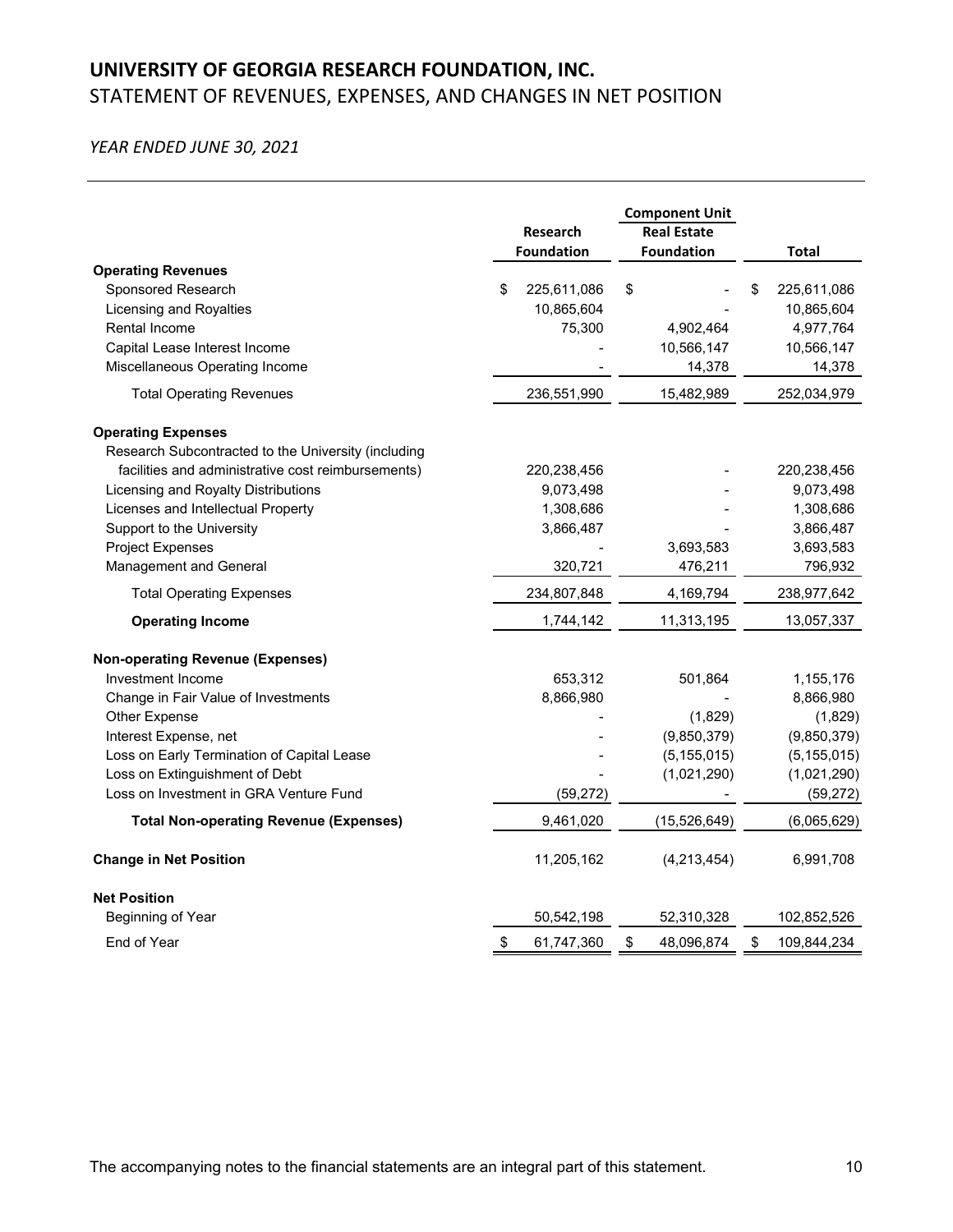# UNIVERSITY OF GEORGIA RESEARCH FOUNDATION, INC.

## STATEMENT OF REVENUES, EXPENSES, AND CHANGES IN NET POSITION

*YEAR ENDED JUNE 30, 2021*

| | Research Foundation | Component Unit Real Estate Foundation | Total |
|---|---|---|---|
| **Operating Revenues** | | | |
| Sponsored Research | $ 225,611,086 | $ - | $ 225,611,086 |
| Licensing and Royalties | 10,865,604 | - | 10,865,604 |
| Rental Income | 75,300 | 4,902,464 | 4,977,764 |
| Capital Lease Interest Income | - | 10,566,147 | 10,566,147 |
| Miscellaneous Operating Income | - | 14,378 | 14,378 |
| Total Operating Revenues | 236,551,990 | 15,482,989 | 252,034,979 |
| **Operating Expenses** | | | |
| Research Subcontracted to the University (including facilities and administrative cost reimbursements) | 220,238,456 | - | 220,238,456 |
| Licensing and Royalty Distributions | 9,073,498 | - | 9,073,498 |
| Licenses and Intellectual Property | 1,308,686 | - | 1,308,686 |
| Support to the University | 3,866,487 | - | 3,866,487 |
| Project Expenses | - | 3,693,583 | 3,693,583 |
| Management and General | 320,721 | 476,211 | 796,932 |
| Total Operating Expenses | 234,807,848 | 4,169,794 | 238,977,642 |
| **Operating Income** | 1,744,142 | 11,313,195 | 13,057,337 |
| **Non-operating Revenue (Expenses)** | | | |
| Investment Income | 653,312 | 501,864 | 1,155,176 |
| Change in Fair Value of Investments | 8,866,980 | - | 8,866,980 |
| Other Expense | - | (1,829) | (1,829) |
| Interest Expense, net | - | (9,850,379) | (9,850,379) |
| Loss on Early Termination of Capital Lease | - | (5,155,015) | (5,155,015) |
| Loss on Extinguishment of Debt | - | (1,021,290) | (1,021,290) |
| Loss on Investment in GRA Venture Fund | (59,272) | - | (59,272) |
| **Total Non-operating Revenue (Expenses)** | 9,461,020 | (15,526,649) | (6,065,629) |
| **Change in Net Position** | 11,205,162 | (4,213,454) | 6,991,708 |
| **Net Position** | | | |
| Beginning of Year | 50,542,198 | 52,310,328 | 102,852,526 |
| End of Year | $ 61,747,360 | $ 48,096,874 | $ 109,844,234 |

The accompanying notes to the financial statements are an integral part of this statement.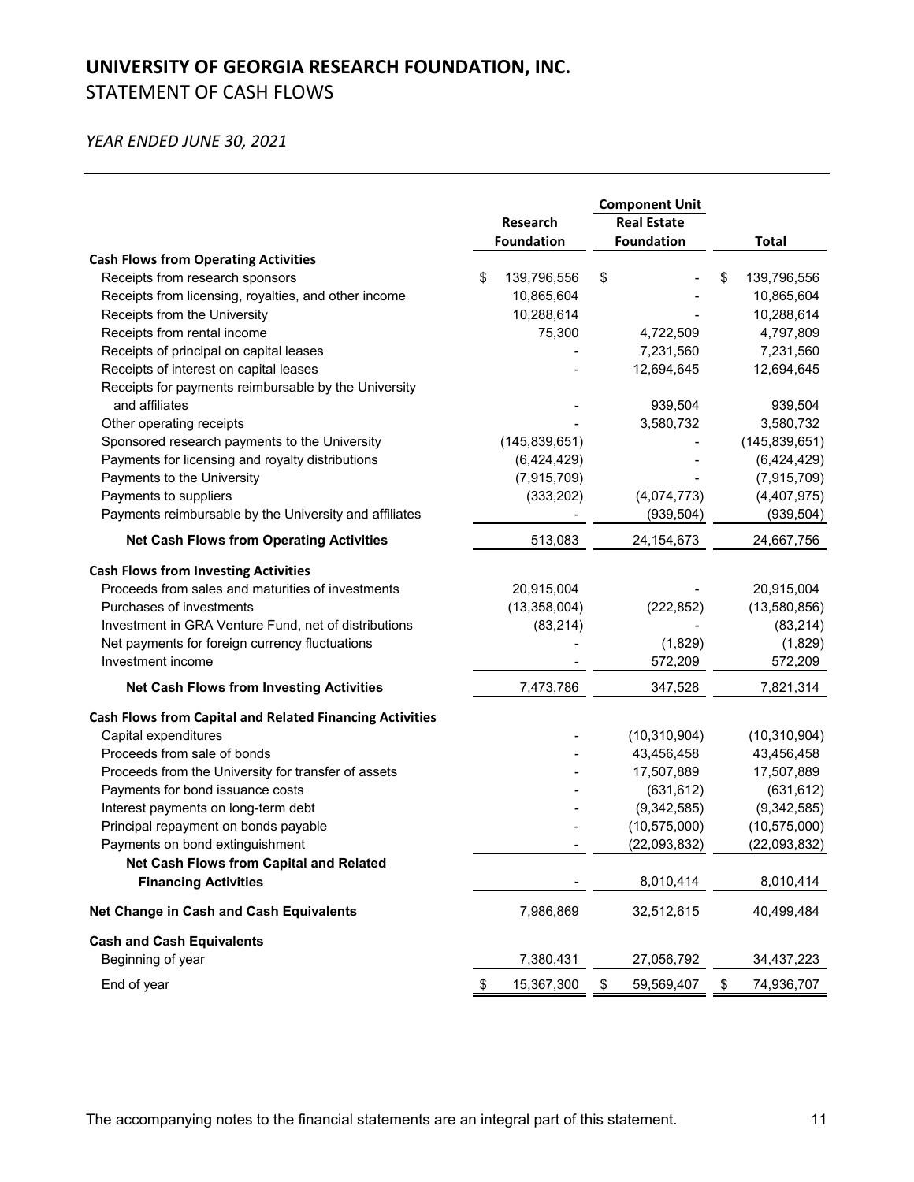# UNIVERSITY OF GEORGIA RESEARCH FOUNDATION, INC.
## STATEMENT OF CASH FLOWS

*YEAR ENDED JUNE 30, 2021*

| | Research Foundation | Component Unit Real Estate Foundation | Total |
|---|---|---|---|
| **Cash Flows from Operating Activities** | | | |
| Receipts from research sponsors | $ 139,796,556 | $ - | $ 139,796,556 |
| Receipts from licensing, royalties, and other income | 10,865,604 | - | 10,865,604 |
| Receipts from the University | 10,288,614 | - | 10,288,614 |
| Receipts from rental income | 75,300 | 4,722,509 | 4,797,809 |
| Receipts of principal on capital leases | - | 7,231,560 | 7,231,560 |
| Receipts of interest on capital leases | - | 12,694,645 | 12,694,645 |
| Receipts for payments reimbursable by the University and affiliates | - | 939,504 | 939,504 |
| Other operating receipts | - | 3,580,732 | 3,580,732 |
| Sponsored research payments to the University | (145,839,651) | - | (145,839,651) |
| Payments for licensing and royalty distributions | (6,424,429) | - | (6,424,429) |
| Payments to the University | (7,915,709) | - | (7,915,709) |
| Payments to suppliers | (333,202) | (4,074,773) | (4,407,975) |
| Payments reimbursable by the University and affiliates | - | (939,504) | (939,504) |
| **Net Cash Flows from Operating Activities** | 513,083 | 24,154,673 | 24,667,756 |
| **Cash Flows from Investing Activities** | | | |
| Proceeds from sales and maturities of investments | 20,915,004 | - | 20,915,004 |
| Purchases of investments | (13,358,004) | (222,852) | (13,580,856) |
| Investment in GRA Venture Fund, net of distributions | (83,214) | - | (83,214) |
| Net payments for foreign currency fluctuations | - | (1,829) | (1,829) |
| Investment income | - | 572,209 | 572,209 |
| **Net Cash Flows from Investing Activities** | 7,473,786 | 347,528 | 7,821,314 |
| **Cash Flows from Capital and Related Financing Activities** | | | |
| Capital expenditures | - | (10,310,904) | (10,310,904) |
| Proceeds from sale of bonds | - | 43,456,458 | 43,456,458 |
| Proceeds from the University for transfer of assets | - | 17,507,889 | 17,507,889 |
| Payments for bond issuance costs | - | (631,612) | (631,612) |
| Interest payments on long-term debt | - | (9,342,585) | (9,342,585) |
| Principal repayment on bonds payable | - | (10,575,000) | (10,575,000) |
| Payments on bond extinguishment | - | (22,093,832) | (22,093,832) |
| **Net Cash Flows from Capital and Related Financing Activities** | - | 8,010,414 | 8,010,414 |
| **Net Change in Cash and Cash Equivalents** | 7,986,869 | 32,512,615 | 40,499,484 |
| **Cash and Cash Equivalents** | | | |
| Beginning of year | 7,380,431 | 27,056,792 | 34,437,223 |
| End of year | $ 15,367,300 | $ 59,569,407 | $ 74,936,707 |

The accompanying notes to the financial statements are an integral part of this statement.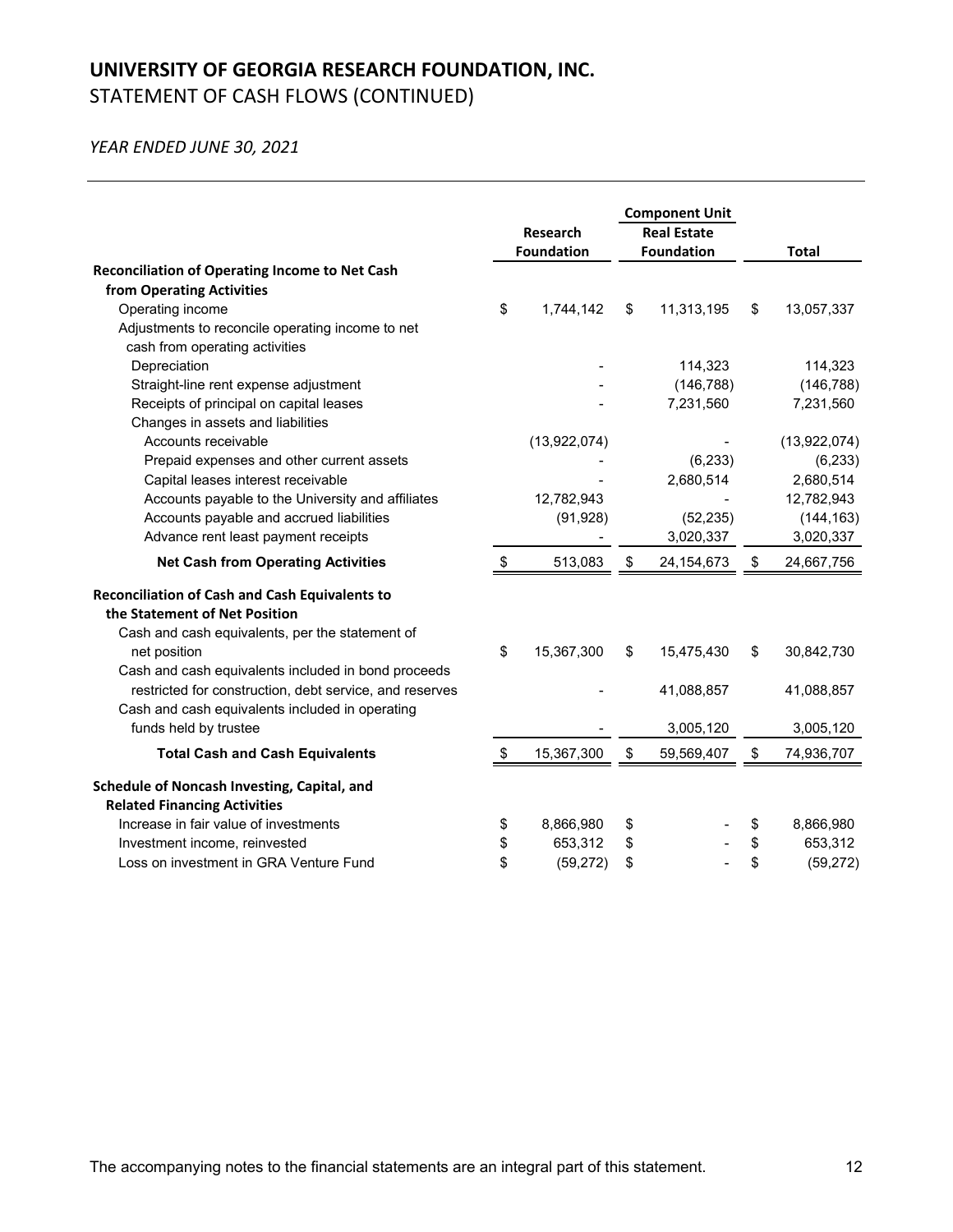# UNIVERSITY OF GEORGIA RESEARCH FOUNDATION, INC.

## STATEMENT OF CASH FLOWS (CONTINUED)

*YEAR ENDED JUNE 30, 2021*

| | Research Foundation | Component Unit Real Estate Foundation | Total |
|---|---|---|---|
| **Reconciliation of Operating Income to Net Cash from Operating Activities** | | | |
| Operating income | $ 1,744,142 | $ 11,313,195 | $ 13,057,337 |
| Adjustments to reconcile operating income to net cash from operating activities | | | |
| Depreciation | - | 114,323 | 114,323 |
| Straight-line rent expense adjustment | - | (146,788) | (146,788) |
| Receipts of principal on capital leases | - | 7,231,560 | 7,231,560 |
| Changes in assets and liabilities | | | |
| Accounts receivable | (13,922,074) | - | (13,922,074) |
| Prepaid expenses and other current assets | - | (6,233) | (6,233) |
| Capital leases interest receivable | - | 2,680,514 | 2,680,514 |
| Accounts payable to the University and affiliates | 12,782,943 | - | 12,782,943 |
| Accounts payable and accrued liabilities | (91,928) | (52,235) | (144,163) |
| Advance rent least payment receipts | - | 3,020,337 | 3,020,337 |
| **Net Cash from Operating Activities** | $ 513,083 | $ 24,154,673 | $ 24,667,756 |
| **Reconciliation of Cash and Cash Equivalents to the Statement of Net Position** | | | |
| Cash and cash equivalents, per the statement of net position | $ 15,367,300 | $ 15,475,430 | $ 30,842,730 |
| Cash and cash equivalents included in bond proceeds restricted for construction, debt service, and reserves | - | 41,088,857 | 41,088,857 |
| Cash and cash equivalents included in operating funds held by trustee | - | 3,005,120 | 3,005,120 |
| **Total Cash and Cash Equivalents** | $ 15,367,300 | $ 59,569,407 | $ 74,936,707 |
| **Schedule of Noncash Investing, Capital, and Related Financing Activities** | | | |
| Increase in fair value of investments | $ 8,866,980 | $ - | $ 8,866,980 |
| Investment income, reinvested | $ 653,312 | $ - | $ 653,312 |
| Loss on investment in GRA Venture Fund | $ (59,272) | $ - | $ (59,272) |

The accompanying notes to the financial statements are an integral part of this statement.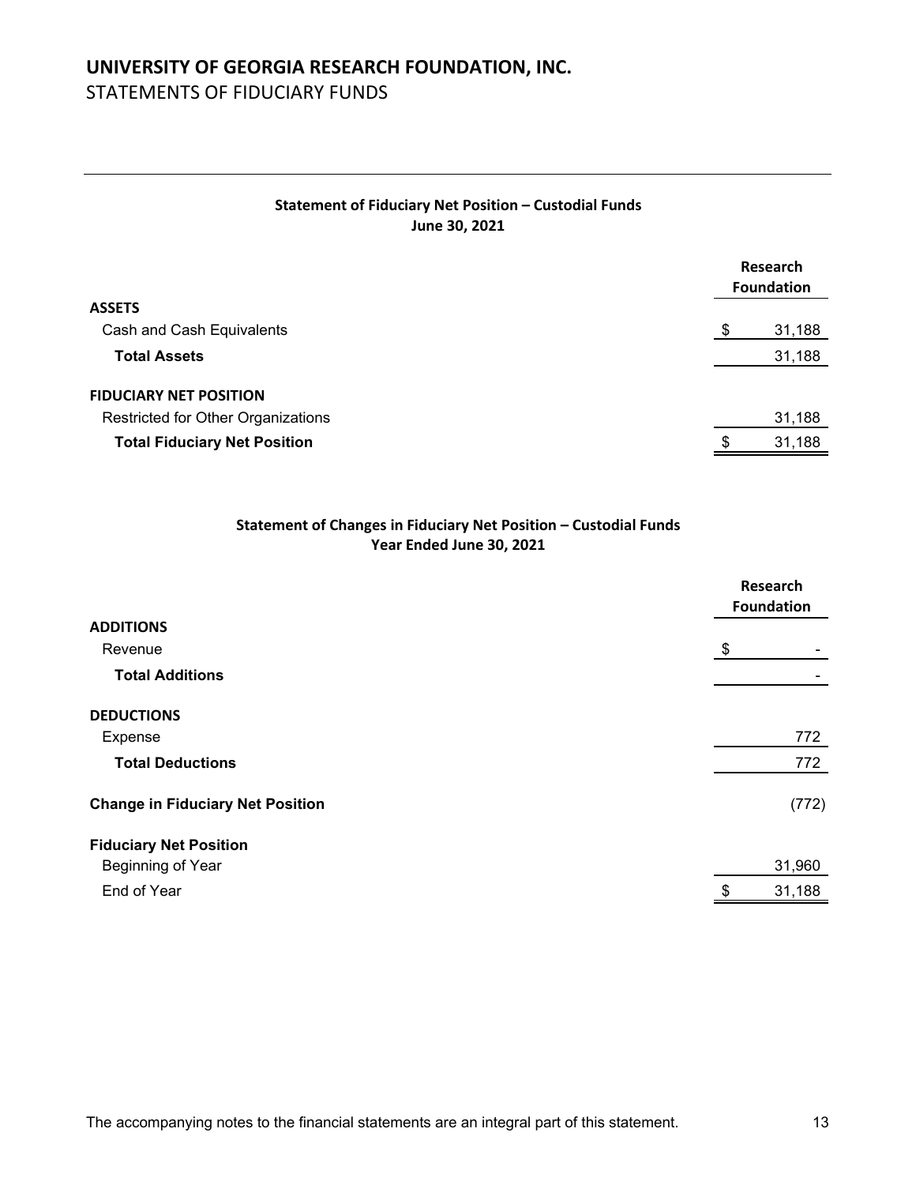# UNIVERSITY OF GEORGIA RESEARCH FOUNDATION, INC.

## STATEMENTS OF FIDUCIARY FUNDS

### Statement of Fiduciary Net Position – Custodial Funds
### June 30, 2021

| | Research Foundation |
|---|---|
| **ASSETS** | |
| Cash and Cash Equivalents | $ 31,188 |
| **Total Assets** | 31,188 |
| **FIDUCIARY NET POSITION** | |
| Restricted for Other Organizations | 31,188 |
| **Total Fiduciary Net Position** | $ 31,188 |

### Statement of Changes in Fiduciary Net Position – Custodial Funds
### Year Ended June 30, 2021

| | Research Foundation |
|---|---|
| **ADDITIONS** | |
| Revenue | $ - |
| **Total Additions** | - |
| **DEDUCTIONS** | |
| Expense | 772 |
| **Total Deductions** | 772 |
| **Change in Fiduciary Net Position** | (772) |
| **Fiduciary Net Position** | |
| Beginning of Year | 31,960 |
| End of Year | $ 31,188 |

The accompanying notes to the financial statements are an integral part of this statement.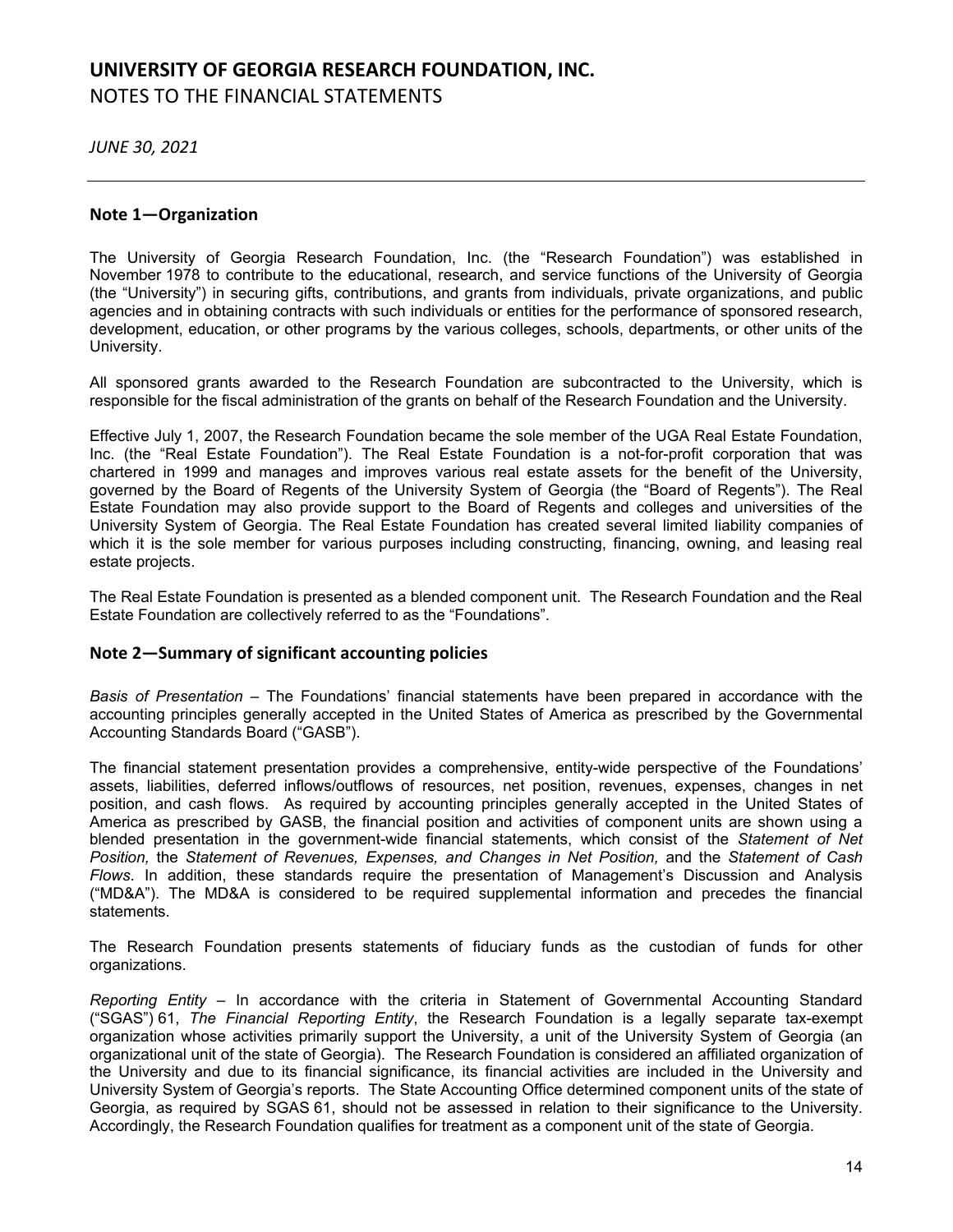# UNIVERSITY OF GEORGIA RESEARCH FOUNDATION, INC.

NOTES TO THE FINANCIAL STATEMENTS

*JUNE 30, 2021*

## Note 1—Organization

The University of Georgia Research Foundation, Inc. (the "Research Foundation") was established in November 1978 to contribute to the educational, research, and service functions of the University of Georgia (the "University") in securing gifts, contributions, and grants from individuals, private organizations, and public agencies and in obtaining contracts with such individuals or entities for the performance of sponsored research, development, education, or other programs by the various colleges, schools, departments, or other units of the University.

All sponsored grants awarded to the Research Foundation are subcontracted to the University, which is responsible for the fiscal administration of the grants on behalf of the Research Foundation and the University.

Effective July 1, 2007, the Research Foundation became the sole member of the UGA Real Estate Foundation, Inc. (the "Real Estate Foundation"). The Real Estate Foundation is a not-for-profit corporation that was chartered in 1999 and manages and improves various real estate assets for the benefit of the University, governed by the Board of Regents of the University System of Georgia (the "Board of Regents"). The Real Estate Foundation may also provide support to the Board of Regents and colleges and universities of the University System of Georgia. The Real Estate Foundation has created several limited liability companies of which it is the sole member for various purposes including constructing, financing, owning, and leasing real estate projects.

The Real Estate Foundation is presented as a blended component unit. The Research Foundation and the Real Estate Foundation are collectively referred to as the "Foundations".

## Note 2—Summary of significant accounting policies

*Basis of Presentation* – The Foundations' financial statements have been prepared in accordance with the accounting principles generally accepted in the United States of America as prescribed by the Governmental Accounting Standards Board ("GASB").

The financial statement presentation provides a comprehensive, entity-wide perspective of the Foundations' assets, liabilities, deferred inflows/outflows of resources, net position, revenues, expenses, changes in net position, and cash flows. As required by accounting principles generally accepted in the United States of America as prescribed by GASB, the financial position and activities of component units are shown using a blended presentation in the government-wide financial statements, which consist of the *Statement of Net Position,* the *Statement of Revenues, Expenses, and Changes in Net Position,* and the *Statement of Cash Flows*. In addition, these standards require the presentation of Management's Discussion and Analysis ("MD&A"). The MD&A is considered to be required supplemental information and precedes the financial statements.

The Research Foundation presents statements of fiduciary funds as the custodian of funds for other organizations.

*Reporting Entity* – In accordance with the criteria in Statement of Governmental Accounting Standard ("SGAS") 61, *The Financial Reporting Entity*, the Research Foundation is a legally separate tax-exempt organization whose activities primarily support the University, a unit of the University System of Georgia (an organizational unit of the state of Georgia). The Research Foundation is considered an affiliated organization of the University and due to its financial significance, its financial activities are included in the University and University System of Georgia's reports. The State Accounting Office determined component units of the state of Georgia, as required by SGAS 61, should not be assessed in relation to their significance to the University. Accordingly, the Research Foundation qualifies for treatment as a component unit of the state of Georgia.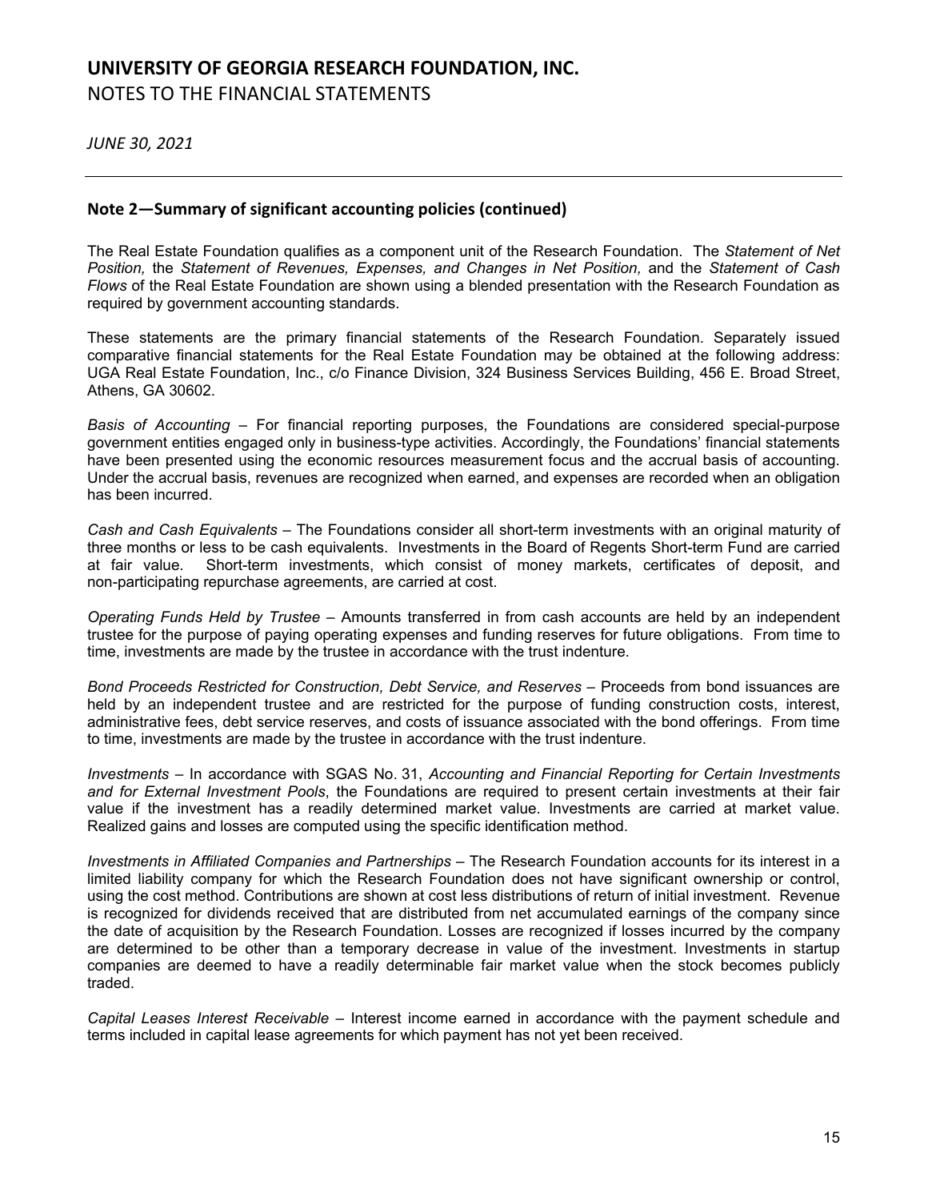## Note 2—Summary of significant accounting policies (continued)

The Real Estate Foundation qualifies as a component unit of the Research Foundation. The *Statement of Net Position,* the *Statement of Revenues, Expenses, and Changes in Net Position,* and the *Statement of Cash Flows* of the Real Estate Foundation are shown using a blended presentation with the Research Foundation as required by government accounting standards.

These statements are the primary financial statements of the Research Foundation. Separately issued comparative financial statements for the Real Estate Foundation may be obtained at the following address: UGA Real Estate Foundation, Inc., c/o Finance Division, 324 Business Services Building, 456 E. Broad Street, Athens, GA 30602.

*Basis of Accounting* – For financial reporting purposes, the Foundations are considered special-purpose government entities engaged only in business-type activities. Accordingly, the Foundations' financial statements have been presented using the economic resources measurement focus and the accrual basis of accounting. Under the accrual basis, revenues are recognized when earned, and expenses are recorded when an obligation has been incurred.

*Cash and Cash Equivalents* – The Foundations consider all short-term investments with an original maturity of three months or less to be cash equivalents. Investments in the Board of Regents Short-term Fund are carried at fair value. Short-term investments, which consist of money markets, certificates of deposit, and non-participating repurchase agreements, are carried at cost.

*Operating Funds Held by Trustee* – Amounts transferred in from cash accounts are held by an independent trustee for the purpose of paying operating expenses and funding reserves for future obligations. From time to time, investments are made by the trustee in accordance with the trust indenture.

*Bond Proceeds Restricted for Construction, Debt Service, and Reserves* – Proceeds from bond issuances are held by an independent trustee and are restricted for the purpose of funding construction costs, interest, administrative fees, debt service reserves, and costs of issuance associated with the bond offerings. From time to time, investments are made by the trustee in accordance with the trust indenture.

*Investments* – In accordance with SGAS No. 31, *Accounting and Financial Reporting for Certain Investments and for External Investment Pools*, the Foundations are required to present certain investments at their fair value if the investment has a readily determined market value. Investments are carried at market value. Realized gains and losses are computed using the specific identification method.

*Investments in Affiliated Companies and Partnerships* – The Research Foundation accounts for its interest in a limited liability company for which the Research Foundation does not have significant ownership or control, using the cost method. Contributions are shown at cost less distributions of return of initial investment. Revenue is recognized for dividends received that are distributed from net accumulated earnings of the company since the date of acquisition by the Research Foundation. Losses are recognized if losses incurred by the company are determined to be other than a temporary decrease in value of the investment. Investments in startup companies are deemed to have a readily determinable fair market value when the stock becomes publicly traded.

*Capital Leases Interest Receivable* – Interest income earned in accordance with the payment schedule and terms included in capital lease agreements for which payment has not yet been received.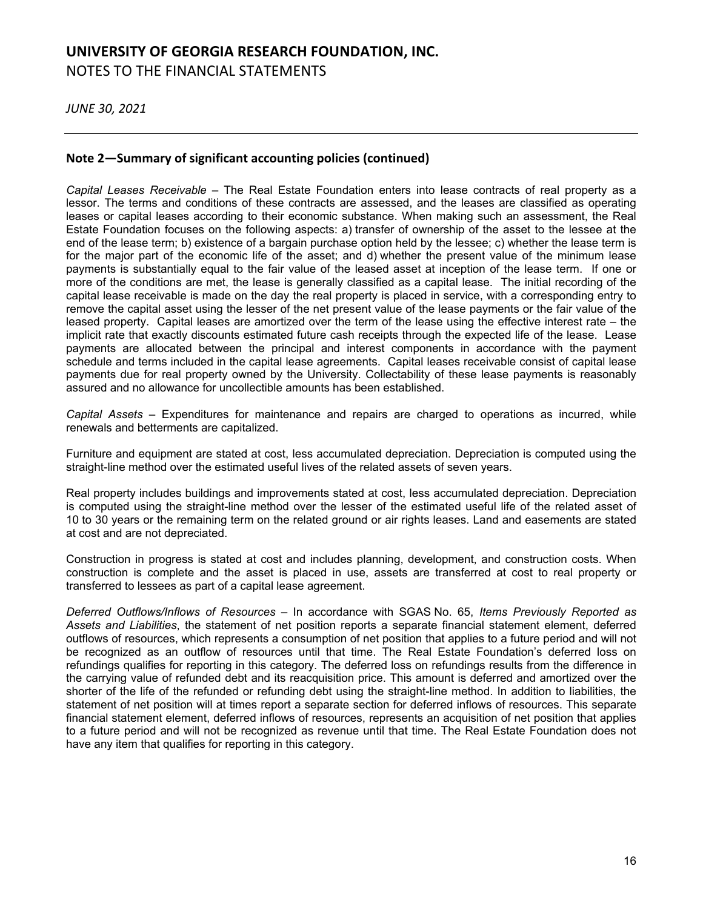## Note 2—Summary of significant accounting policies (continued)

*Capital Leases Receivable* – The Real Estate Foundation enters into lease contracts of real property as a lessor. The terms and conditions of these contracts are assessed, and the leases are classified as operating leases or capital leases according to their economic substance. When making such an assessment, the Real Estate Foundation focuses on the following aspects: a) transfer of ownership of the asset to the lessee at the end of the lease term; b) existence of a bargain purchase option held by the lessee; c) whether the lease term is for the major part of the economic life of the asset; and d) whether the present value of the minimum lease payments is substantially equal to the fair value of the leased asset at inception of the lease term. If one or more of the conditions are met, the lease is generally classified as a capital lease. The initial recording of the capital lease receivable is made on the day the real property is placed in service, with a corresponding entry to remove the capital asset using the lesser of the net present value of the lease payments or the fair value of the leased property. Capital leases are amortized over the term of the lease using the effective interest rate – the implicit rate that exactly discounts estimated future cash receipts through the expected life of the lease. Lease payments are allocated between the principal and interest components in accordance with the payment schedule and terms included in the capital lease agreements. Capital leases receivable consist of capital lease payments due for real property owned by the University. Collectability of these lease payments is reasonably assured and no allowance for uncollectible amounts has been established.

*Capital Assets* – Expenditures for maintenance and repairs are charged to operations as incurred, while renewals and betterments are capitalized.

Furniture and equipment are stated at cost, less accumulated depreciation. Depreciation is computed using the straight-line method over the estimated useful lives of the related assets of seven years.

Real property includes buildings and improvements stated at cost, less accumulated depreciation. Depreciation is computed using the straight-line method over the lesser of the estimated useful life of the related asset of 10 to 30 years or the remaining term on the related ground or air rights leases. Land and easements are stated at cost and are not depreciated.

Construction in progress is stated at cost and includes planning, development, and construction costs. When construction is complete and the asset is placed in use, assets are transferred at cost to real property or transferred to lessees as part of a capital lease agreement.

*Deferred Outflows/Inflows of Resources* – In accordance with SGAS No. 65, *Items Previously Reported as Assets and Liabilities*, the statement of net position reports a separate financial statement element, deferred outflows of resources, which represents a consumption of net position that applies to a future period and will not be recognized as an outflow of resources until that time. The Real Estate Foundation's deferred loss on refundings qualifies for reporting in this category. The deferred loss on refundings results from the difference in the carrying value of refunded debt and its reacquisition price. This amount is deferred and amortized over the shorter of the life of the refunded or refunding debt using the straight-line method. In addition to liabilities, the statement of net position will at times report a separate section for deferred inflows of resources. This separate financial statement element, deferred inflows of resources, represents an acquisition of net position that applies to a future period and will not be recognized as revenue until that time. The Real Estate Foundation does not have any item that qualifies for reporting in this category.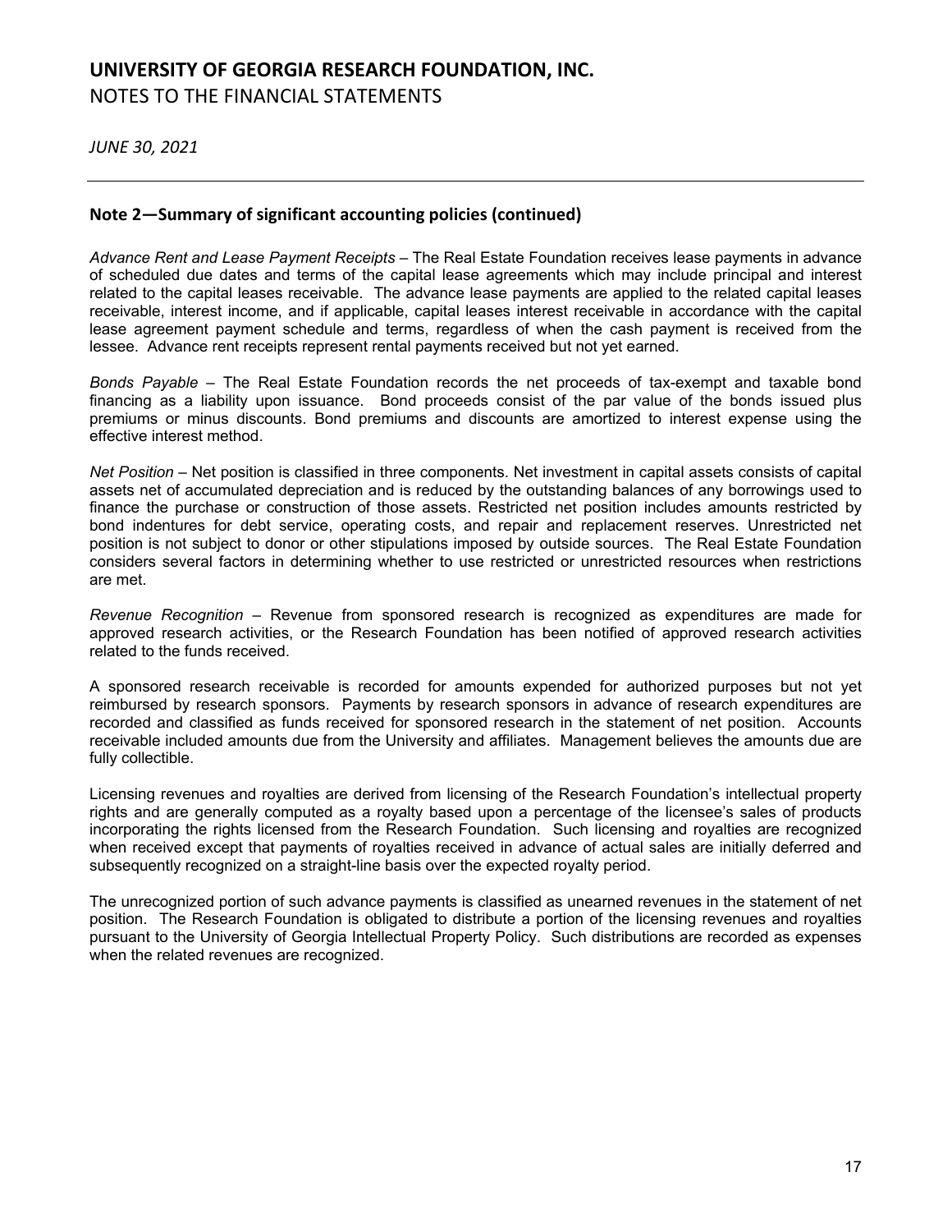# UNIVERSITY OF GEORGIA RESEARCH FOUNDATION, INC.

NOTES TO THE FINANCIAL STATEMENTS

*JUNE 30, 2021*

## Note 2—Summary of significant accounting policies (continued)

*Advance Rent and Lease Payment Receipts* – The Real Estate Foundation receives lease payments in advance of scheduled due dates and terms of the capital lease agreements which may include principal and interest related to the capital leases receivable. The advance lease payments are applied to the related capital leases receivable, interest income, and if applicable, capital leases interest receivable in accordance with the capital lease agreement payment schedule and terms, regardless of when the cash payment is received from the lessee. Advance rent receipts represent rental payments received but not yet earned.

*Bonds Payable* – The Real Estate Foundation records the net proceeds of tax-exempt and taxable bond financing as a liability upon issuance. Bond proceeds consist of the par value of the bonds issued plus premiums or minus discounts. Bond premiums and discounts are amortized to interest expense using the effective interest method.

*Net Position* – Net position is classified in three components. Net investment in capital assets consists of capital assets net of accumulated depreciation and is reduced by the outstanding balances of any borrowings used to finance the purchase or construction of those assets. Restricted net position includes amounts restricted by bond indentures for debt service, operating costs, and repair and replacement reserves. Unrestricted net position is not subject to donor or other stipulations imposed by outside sources. The Real Estate Foundation considers several factors in determining whether to use restricted or unrestricted resources when restrictions are met.

*Revenue Recognition* – Revenue from sponsored research is recognized as expenditures are made for approved research activities, or the Research Foundation has been notified of approved research activities related to the funds received.

A sponsored research receivable is recorded for amounts expended for authorized purposes but not yet reimbursed by research sponsors. Payments by research sponsors in advance of research expenditures are recorded and classified as funds received for sponsored research in the statement of net position. Accounts receivable included amounts due from the University and affiliates. Management believes the amounts due are fully collectible.

Licensing revenues and royalties are derived from licensing of the Research Foundation's intellectual property rights and are generally computed as a royalty based upon a percentage of the licensee's sales of products incorporating the rights licensed from the Research Foundation. Such licensing and royalties are recognized when received except that payments of royalties received in advance of actual sales are initially deferred and subsequently recognized on a straight-line basis over the expected royalty period.

The unrecognized portion of such advance payments is classified as unearned revenues in the statement of net position. The Research Foundation is obligated to distribute a portion of the licensing revenues and royalties pursuant to the University of Georgia Intellectual Property Policy. Such distributions are recorded as expenses when the related revenues are recognized.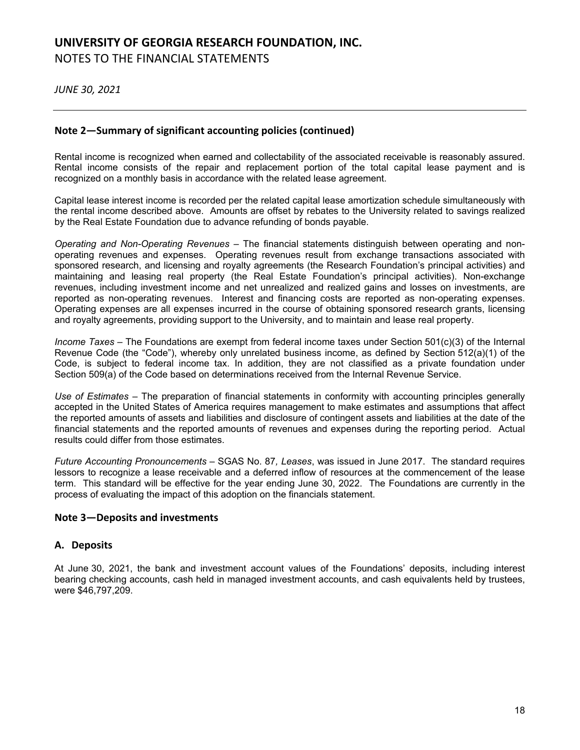# UNIVERSITY OF GEORGIA RESEARCH FOUNDATION, INC.

NOTES TO THE FINANCIAL STATEMENTS

*JUNE 30, 2021*

## Note 2—Summary of significant accounting policies (continued)

Rental income is recognized when earned and collectability of the associated receivable is reasonably assured. Rental income consists of the repair and replacement portion of the total capital lease payment and is recognized on a monthly basis in accordance with the related lease agreement.

Capital lease interest income is recorded per the related capital lease amortization schedule simultaneously with the rental income described above. Amounts are offset by rebates to the University related to savings realized by the Real Estate Foundation due to advance refunding of bonds payable.

*Operating and Non-Operating Revenues* – The financial statements distinguish between operating and non-operating revenues and expenses. Operating revenues result from exchange transactions associated with sponsored research, and licensing and royalty agreements (the Research Foundation's principal activities) and maintaining and leasing real property (the Real Estate Foundation's principal activities). Non-exchange revenues, including investment income and net unrealized and realized gains and losses on investments, are reported as non-operating revenues. Interest and financing costs are reported as non-operating expenses. Operating expenses are all expenses incurred in the course of obtaining sponsored research grants, licensing and royalty agreements, providing support to the University, and to maintain and lease real property.

*Income Taxes* – The Foundations are exempt from federal income taxes under Section 501(c)(3) of the Internal Revenue Code (the "Code"), whereby only unrelated business income, as defined by Section 512(a)(1) of the Code, is subject to federal income tax. In addition, they are not classified as a private foundation under Section 509(a) of the Code based on determinations received from the Internal Revenue Service.

*Use of Estimates* – The preparation of financial statements in conformity with accounting principles generally accepted in the United States of America requires management to make estimates and assumptions that affect the reported amounts of assets and liabilities and disclosure of contingent assets and liabilities at the date of the financial statements and the reported amounts of revenues and expenses during the reporting period. Actual results could differ from those estimates.

*Future Accounting Pronouncements* – SGAS No. 87*, Leases*, was issued in June 2017. The standard requires lessors to recognize a lease receivable and a deferred inflow of resources at the commencement of the lease term. This standard will be effective for the year ending June 30, 2022. The Foundations are currently in the process of evaluating the impact of this adoption on the financials statement.

## Note 3—Deposits and investments

### A. Deposits

At June 30, 2021, the bank and investment account values of the Foundations' deposits, including interest bearing checking accounts, cash held in managed investment accounts, and cash equivalents held by trustees, were $46,797,209.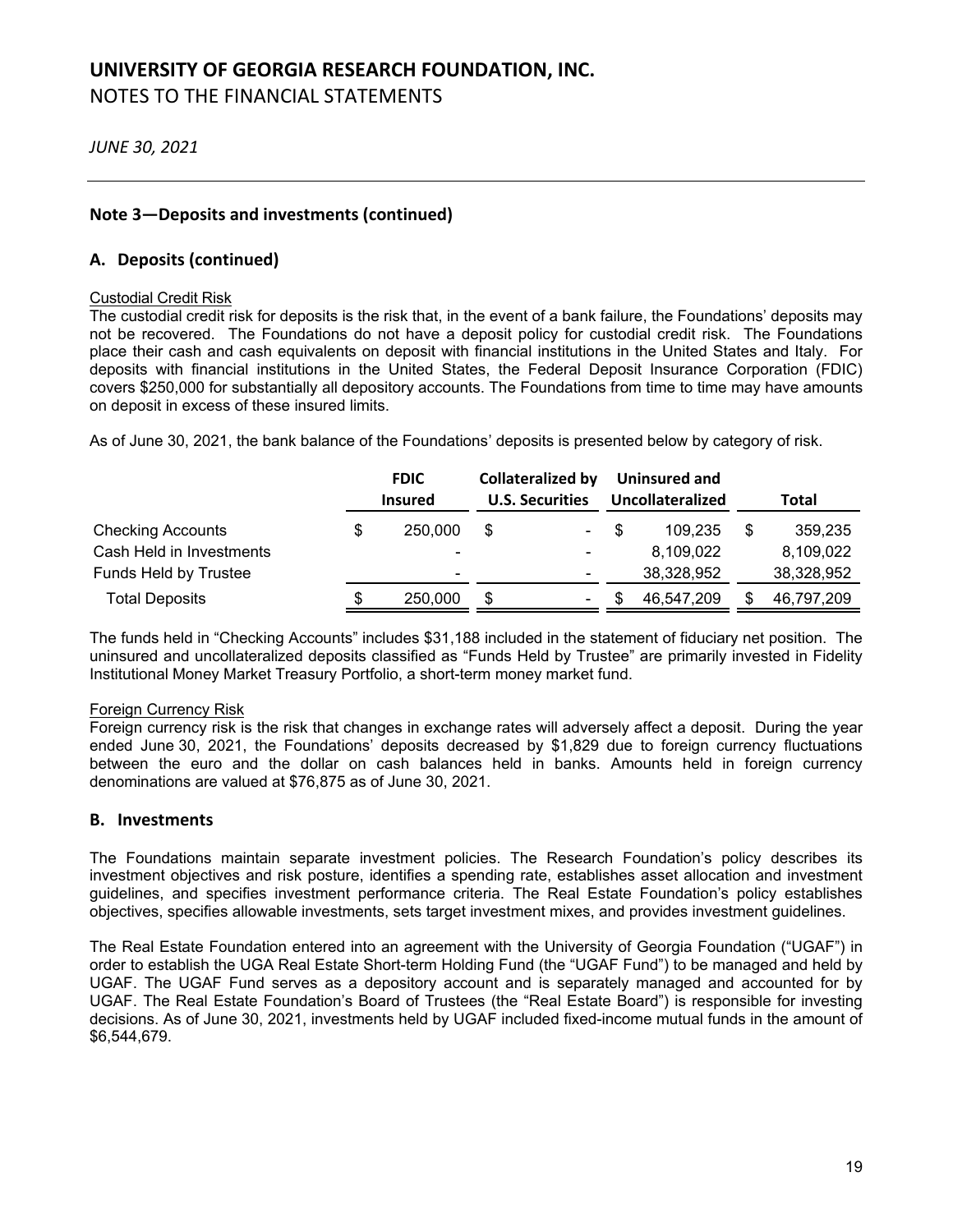## Note 3—Deposits and investments (continued)

### A. Deposits (continued)

Custodial Credit Risk

The custodial credit risk for deposits is the risk that, in the event of a bank failure, the Foundations' deposits may not be recovered. The Foundations do not have a deposit policy for custodial credit risk. The Foundations place their cash and cash equivalents on deposit with financial institutions in the United States and Italy. For deposits with financial institutions in the United States, the Federal Deposit Insurance Corporation (FDIC) covers $250,000 for substantially all depository accounts. The Foundations from time to time may have amounts on deposit in excess of these insured limits.

As of June 30, 2021, the bank balance of the Foundations' deposits is presented below by category of risk.

| | FDIC Insured | Collateralized by U.S. Securities | Uninsured and Uncollateralized | Total |
|---|---|---|---|---|
| Checking Accounts | $ 250,000 | $ - | $ 109,235 | $ 359,235 |
| Cash Held in Investments | - | - | 8,109,022 | 8,109,022 |
| Funds Held by Trustee | - | - | 38,328,952 | 38,328,952 |
| Total Deposits | $ 250,000 | $ - | $ 46,547,209 | $ 46,797,209 |

The funds held in "Checking Accounts" includes $31,188 included in the statement of fiduciary net position. The uninsured and uncollateralized deposits classified as "Funds Held by Trustee" are primarily invested in Fidelity Institutional Money Market Treasury Portfolio, a short-term money market fund.

Foreign Currency Risk

Foreign currency risk is the risk that changes in exchange rates will adversely affect a deposit. During the year ended June 30, 2021, the Foundations' deposits decreased by $1,829 due to foreign currency fluctuations between the euro and the dollar on cash balances held in banks. Amounts held in foreign currency denominations are valued at $76,875 as of June 30, 2021.

### B. Investments

The Foundations maintain separate investment policies. The Research Foundation's policy describes its investment objectives and risk posture, identifies a spending rate, establishes asset allocation and investment guidelines, and specifies investment performance criteria. The Real Estate Foundation's policy establishes objectives, specifies allowable investments, sets target investment mixes, and provides investment guidelines.

The Real Estate Foundation entered into an agreement with the University of Georgia Foundation ("UGAF") in order to establish the UGA Real Estate Short-term Holding Fund (the "UGAF Fund") to be managed and held by UGAF. The UGAF Fund serves as a depository account and is separately managed and accounted for by UGAF. The Real Estate Foundation's Board of Trustees (the "Real Estate Board") is responsible for investing decisions. As of June 30, 2021, investments held by UGAF included fixed-income mutual funds in the amount of $6,544,679.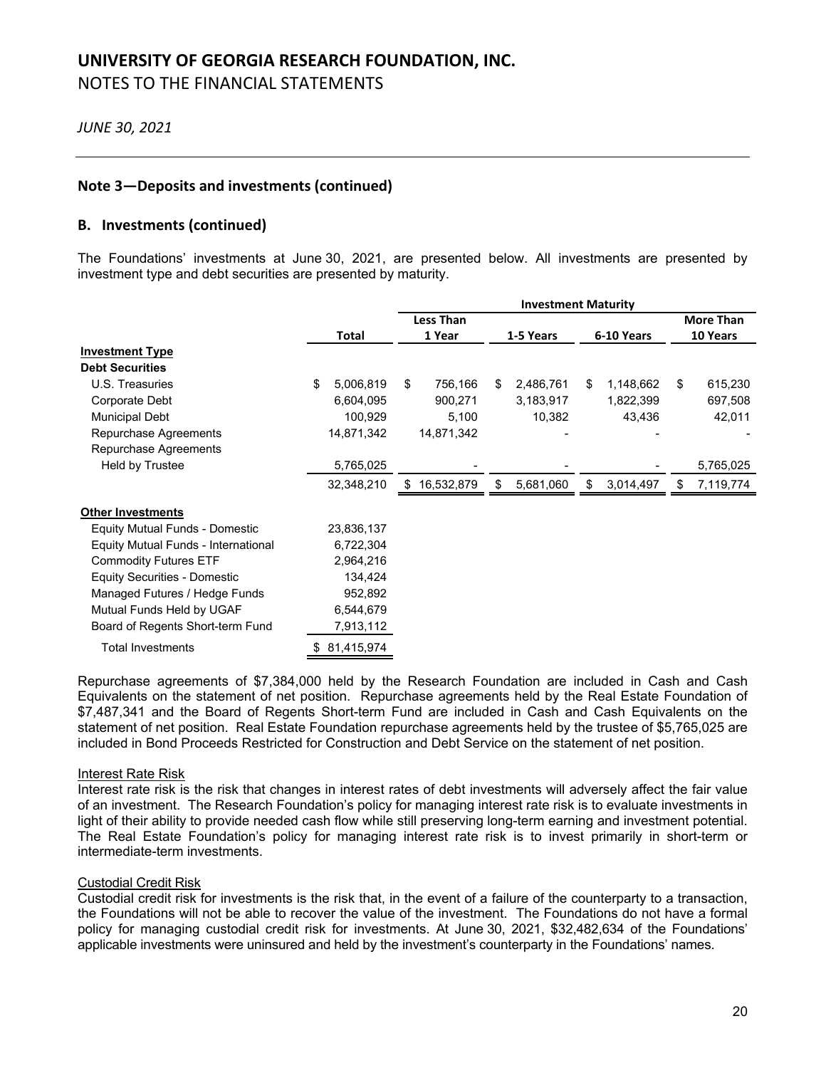# UNIVERSITY OF GEORGIA RESEARCH FOUNDATION, INC.
NOTES TO THE FINANCIAL STATEMENTS

*JUNE 30, 2021*

## Note 3—Deposits and investments (continued)

### B. Investments (continued)

The Foundations' investments at June 30, 2021, are presented below. All investments are presented by investment type and debt securities are presented by maturity.

| | | Investment Maturity | | | |
|---|---|---|---|---|---|
| | Total | Less Than 1 Year | 1-5 Years | 6-10 Years | More Than 10 Years |
| **Investment Type** | | | | | |
| **Debt Securities** | | | | | |
| U.S. Treasuries | $ 5,006,819 | $ 756,166 | $ 2,486,761 | $ 1,148,662 | $ 615,230 |
| Corporate Debt | 6,604,095 | 900,271 | 3,183,917 | 1,822,399 | 697,508 |
| Municipal Debt | 100,929 | 5,100 | 10,382 | 43,436 | 42,011 |
| Repurchase Agreements | 14,871,342 | 14,871,342 | - | - | - |
| Repurchase Agreements Held by Trustee | 5,765,025 | - | - | - | 5,765,025 |
| | 32,348,210 | $ 16,532,879 | $ 5,681,060 | $ 3,014,497 | $ 7,119,774 |
| **Other Investments** | | | | | |
| Equity Mutual Funds - Domestic | 23,836,137 | | | | |
| Equity Mutual Funds - International | 6,722,304 | | | | |
| Commodity Futures ETF | 2,964,216 | | | | |
| Equity Securities - Domestic | 134,424 | | | | |
| Managed Futures / Hedge Funds | 952,892 | | | | |
| Mutual Funds Held by UGAF | 6,544,679 | | | | |
| Board of Regents Short-term Fund | 7,913,112 | | | | |
| Total Investments | $ 81,415,974 | | | | |

Repurchase agreements of $7,384,000 held by the Research Foundation are included in Cash and Cash Equivalents on the statement of net position. Repurchase agreements held by the Real Estate Foundation of $7,487,341 and the Board of Regents Short-term Fund are included in Cash and Cash Equivalents on the statement of net position. Real Estate Foundation repurchase agreements held by the trustee of $5,765,025 are included in Bond Proceeds Restricted for Construction and Debt Service on the statement of net position.

Interest Rate Risk

Interest rate risk is the risk that changes in interest rates of debt investments will adversely affect the fair value of an investment. The Research Foundation's policy for managing interest rate risk is to evaluate investments in light of their ability to provide needed cash flow while still preserving long-term earning and investment potential. The Real Estate Foundation's policy for managing interest rate risk is to invest primarily in short-term or intermediate-term investments.

Custodial Credit Risk

Custodial credit risk for investments is the risk that, in the event of a failure of the counterparty to a transaction, the Foundations will not be able to recover the value of the investment. The Foundations do not have a formal policy for managing custodial credit risk for investments. At June 30, 2021, $32,482,634 of the Foundations' applicable investments were uninsured and held by the investment's counterparty in the Foundations' names.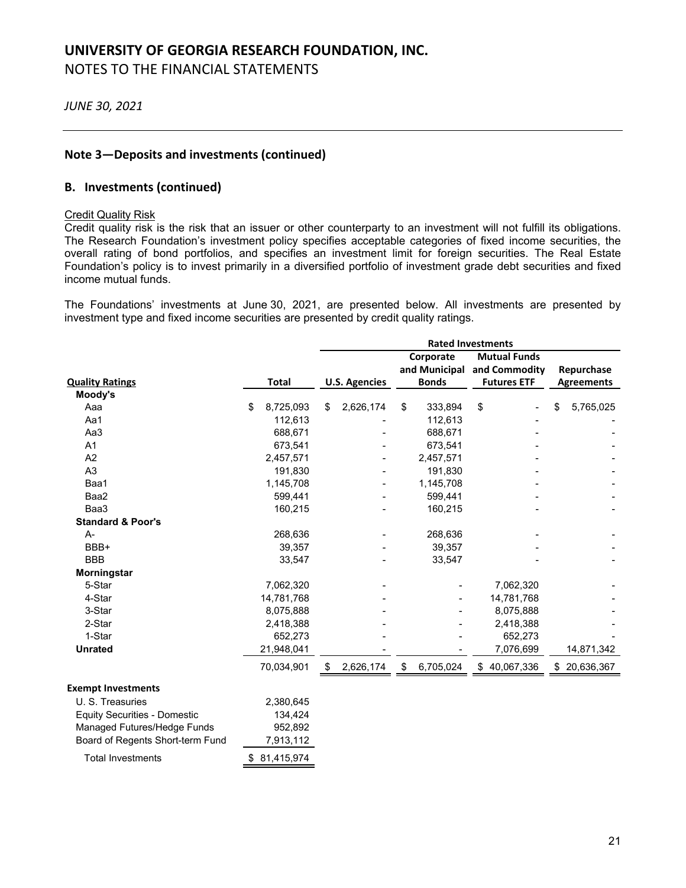# UNIVERSITY OF GEORGIA RESEARCH FOUNDATION, INC.

NOTES TO THE FINANCIAL STATEMENTS

*JUNE 30, 2021*

## Note 3—Deposits and investments (continued)

### B. Investments (continued)

Credit Quality Risk

Credit quality risk is the risk that an issuer or other counterparty to an investment will not fulfill its obligations. The Research Foundation's investment policy specifies acceptable categories of fixed income securities, the overall rating of bond portfolios, and specifies an investment limit for foreign securities. The Real Estate Foundation's policy is to invest primarily in a diversified portfolio of investment grade debt securities and fixed income mutual funds.

The Foundations' investments at June 30, 2021, are presented below. All investments are presented by investment type and fixed income securities are presented by credit quality ratings.

| | | Rated Investments | | | |
|---|---|---|---|---|---|
| **Quality Ratings** | **Total** | **U.S. Agencies** | **Corporate and Municipal Bonds** | **Mutual Funds and Commodity Futures ETF** | **Repurchase Agreements** |
| **Moody's** | | | | | |
| Aaa | $ 8,725,093 | $ 2,626,174 | $ 333,894 | $ - | $ 5,765,025 |
| Aa1 | 112,613 | - | 112,613 | - | - |
| Aa3 | 688,671 | - | 688,671 | - | - |
| A1 | 673,541 | - | 673,541 | - | - |
| A2 | 2,457,571 | - | 2,457,571 | - | - |
| A3 | 191,830 | - | 191,830 | - | - |
| Baa1 | 1,145,708 | - | 1,145,708 | - | - |
| Baa2 | 599,441 | - | 599,441 | - | - |
| Baa3 | 160,215 | - | 160,215 | - | - |
| **Standard & Poor's** | | | | | |
| A- | 268,636 | - | 268,636 | - | - |
| BBB+ | 39,357 | - | 39,357 | - | - |
| BBB | 33,547 | - | 33,547 | - | - |
| **Morningstar** | | | | | |
| 5-Star | 7,062,320 | - | - | 7,062,320 | - |
| 4-Star | 14,781,768 | - | - | 14,781,768 | - |
| 3-Star | 8,075,888 | - | - | 8,075,888 | - |
| 2-Star | 2,418,388 | - | - | 2,418,388 | - |
| 1-Star | 652,273 | - | - | 652,273 | - |
| **Unrated** | 21,948,041 | - | - | 7,076,699 | 14,871,342 |
| | 70,034,901 | $ 2,626,174 | $ 6,705,024 | $ 40,067,336 | $ 20,636,367 |
| **Exempt Investments** | | | | | |
| U. S. Treasuries | 2,380,645 | | | | |
| Equity Securities - Domestic | 134,424 | | | | |
| Managed Futures/Hedge Funds | 952,892 | | | | |
| Board of Regents Short-term Fund | 7,913,112 | | | | |
| Total Investments | $ 81,415,974 | | | | |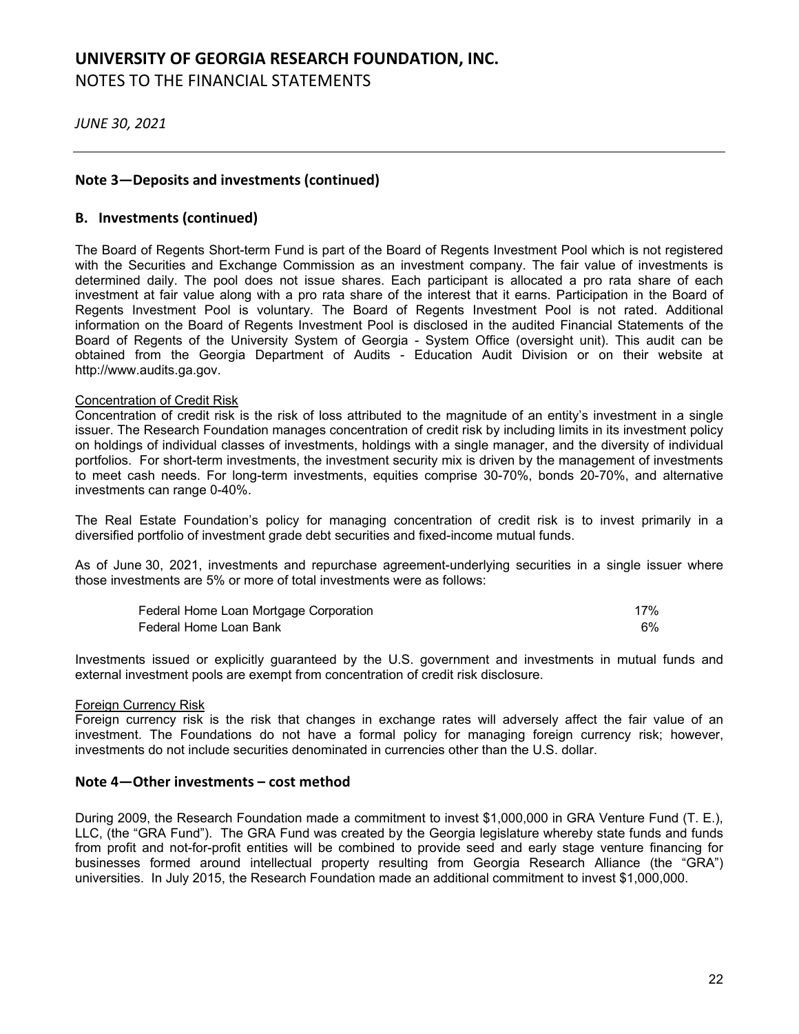# UNIVERSITY OF GEORGIA RESEARCH FOUNDATION, INC.
NOTES TO THE FINANCIAL STATEMENTS

*JUNE 30, 2021*

## Note 3—Deposits and investments (continued)

### B. Investments (continued)

The Board of Regents Short-term Fund is part of the Board of Regents Investment Pool which is not registered with the Securities and Exchange Commission as an investment company. The fair value of investments is determined daily. The pool does not issue shares. Each participant is allocated a pro rata share of each investment at fair value along with a pro rata share of the interest that it earns. Participation in the Board of Regents Investment Pool is voluntary. The Board of Regents Investment Pool is not rated. Additional information on the Board of Regents Investment Pool is disclosed in the audited Financial Statements of the Board of Regents of the University System of Georgia - System Office (oversight unit). This audit can be obtained from the Georgia Department of Audits - Education Audit Division or on their website at http://www.audits.ga.gov.

Concentration of Credit Risk

Concentration of credit risk is the risk of loss attributed to the magnitude of an entity's investment in a single issuer. The Research Foundation manages concentration of credit risk by including limits in its investment policy on holdings of individual classes of investments, holdings with a single manager, and the diversity of individual portfolios. For short-term investments, the investment security mix is driven by the management of investments to meet cash needs. For long-term investments, equities comprise 30-70%, bonds 20-70%, and alternative investments can range 0-40%.

The Real Estate Foundation's policy for managing concentration of credit risk is to invest primarily in a diversified portfolio of investment grade debt securities and fixed-income mutual funds.

As of June 30, 2021, investments and repurchase agreement-underlying securities in a single issuer where those investments are 5% or more of total investments were as follows:

| | |
|---|---|
| Federal Home Loan Mortgage Corporation | 17% |
| Federal Home Loan Bank | 6% |

Investments issued or explicitly guaranteed by the U.S. government and investments in mutual funds and external investment pools are exempt from concentration of credit risk disclosure.

Foreign Currency Risk

Foreign currency risk is the risk that changes in exchange rates will adversely affect the fair value of an investment. The Foundations do not have a formal policy for managing foreign currency risk; however, investments do not include securities denominated in currencies other than the U.S. dollar.

## Note 4—Other investments – cost method

During 2009, the Research Foundation made a commitment to invest $1,000,000 in GRA Venture Fund (T. E.), LLC, (the "GRA Fund"). The GRA Fund was created by the Georgia legislature whereby state funds and funds from profit and not-for-profit entities will be combined to provide seed and early stage venture financing for businesses formed around intellectual property resulting from Georgia Research Alliance (the "GRA") universities. In July 2015, the Research Foundation made an additional commitment to invest $1,000,000.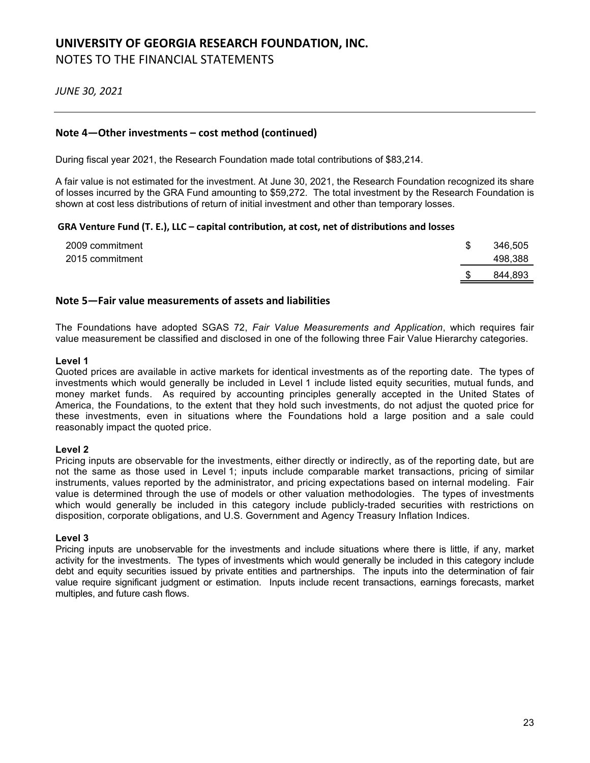## Note 4—Other investments – cost method (continued)

During fiscal year 2021, the Research Foundation made total contributions of $83,214.

A fair value is not estimated for the investment. At June 30, 2021, the Research Foundation recognized its share of losses incurred by the GRA Fund amounting to $59,272. The total investment by the Research Foundation is shown at cost less distributions of return of initial investment and other than temporary losses.

**GRA Venture Fund (T. E.), LLC – capital contribution, at cost, net of distributions and losses**

| | |
|---|---|
| 2009 commitment | $ 346,505 |
| 2015 commitment | 498,388 |
| | $ 844,893 |

## Note 5—Fair value measurements of assets and liabilities

The Foundations have adopted SGAS 72, *Fair Value Measurements and Application*, which requires fair value measurement be classified and disclosed in one of the following three Fair Value Hierarchy categories.

**Level 1**
Quoted prices are available in active markets for identical investments as of the reporting date. The types of investments which would generally be included in Level 1 include listed equity securities, mutual funds, and money market funds. As required by accounting principles generally accepted in the United States of America, the Foundations, to the extent that they hold such investments, do not adjust the quoted price for these investments, even in situations where the Foundations hold a large position and a sale could reasonably impact the quoted price.

**Level 2**
Pricing inputs are observable for the investments, either directly or indirectly, as of the reporting date, but are not the same as those used in Level 1; inputs include comparable market transactions, pricing of similar instruments, values reported by the administrator, and pricing expectations based on internal modeling. Fair value is determined through the use of models or other valuation methodologies. The types of investments which would generally be included in this category include publicly-traded securities with restrictions on disposition, corporate obligations, and U.S. Government and Agency Treasury Inflation Indices.

**Level 3**
Pricing inputs are unobservable for the investments and include situations where there is little, if any, market activity for the investments. The types of investments which would generally be included in this category include debt and equity securities issued by private entities and partnerships. The inputs into the determination of fair value require significant judgment or estimation. Inputs include recent transactions, earnings forecasts, market multiples, and future cash flows.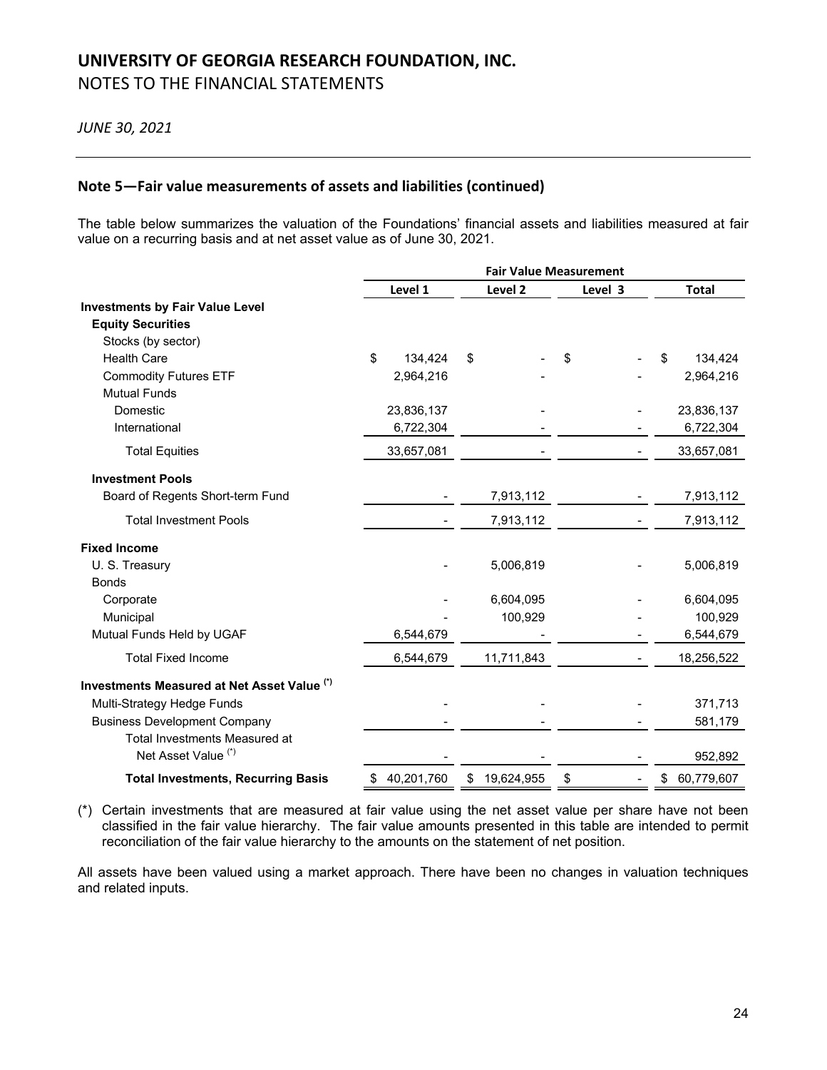# UNIVERSITY OF GEORGIA RESEARCH FOUNDATION, INC.
NOTES TO THE FINANCIAL STATEMENTS

*JUNE 30, 2021*

## Note 5—Fair value measurements of assets and liabilities (continued)

The table below summarizes the valuation of the Foundations' financial assets and liabilities measured at fair value on a recurring basis and at net asset value as of June 30, 2021.

| | Fair Value Measurement | | | |
|---|---|---|---|---|
| | Level 1 | Level 2 | Level 3 | Total |
| **Investments by Fair Value Level** | | | | |
| **Equity Securities** | | | | |
| Stocks (by sector) | | | | |
| Health Care | $ 134,424 | $ - | $ - | $ 134,424 |
| Commodity Futures ETF | 2,964,216 | - | - | 2,964,216 |
| Mutual Funds | | | | |
| Domestic | 23,836,137 | - | - | 23,836,137 |
| International | 6,722,304 | - | - | 6,722,304 |
| Total Equities | 33,657,081 | - | - | 33,657,081 |
| **Investment Pools** | | | | |
| Board of Regents Short-term Fund | - | 7,913,112 | - | 7,913,112 |
| Total Investment Pools | - | 7,913,112 | - | 7,913,112 |
| **Fixed Income** | | | | |
| U. S. Treasury | - | 5,006,819 | - | 5,006,819 |
| Bonds | | | | |
| Corporate | - | 6,604,095 | - | 6,604,095 |
| Municipal | - | 100,929 | - | 100,929 |
| Mutual Funds Held by UGAF | 6,544,679 | - | - | 6,544,679 |
| Total Fixed Income | 6,544,679 | 11,711,843 | - | 18,256,522 |
| **Investments Measured at Net Asset Value (*)** | | | | |
| Multi-Strategy Hedge Funds | - | - | - | 371,713 |
| Business Development Company | - | - | - | 581,179 |
| Total Investments Measured at Net Asset Value (*) | - | - | - | 952,892 |
| **Total Investments, Recurring Basis** | $ 40,201,760 | $ 19,624,955 | $ - | $ 60,779,607 |

(*) Certain investments that are measured at fair value using the net asset value per share have not been classified in the fair value hierarchy. The fair value amounts presented in this table are intended to permit reconciliation of the fair value hierarchy to the amounts on the statement of net position.

All assets have been valued using a market approach. There have been no changes in valuation techniques and related inputs.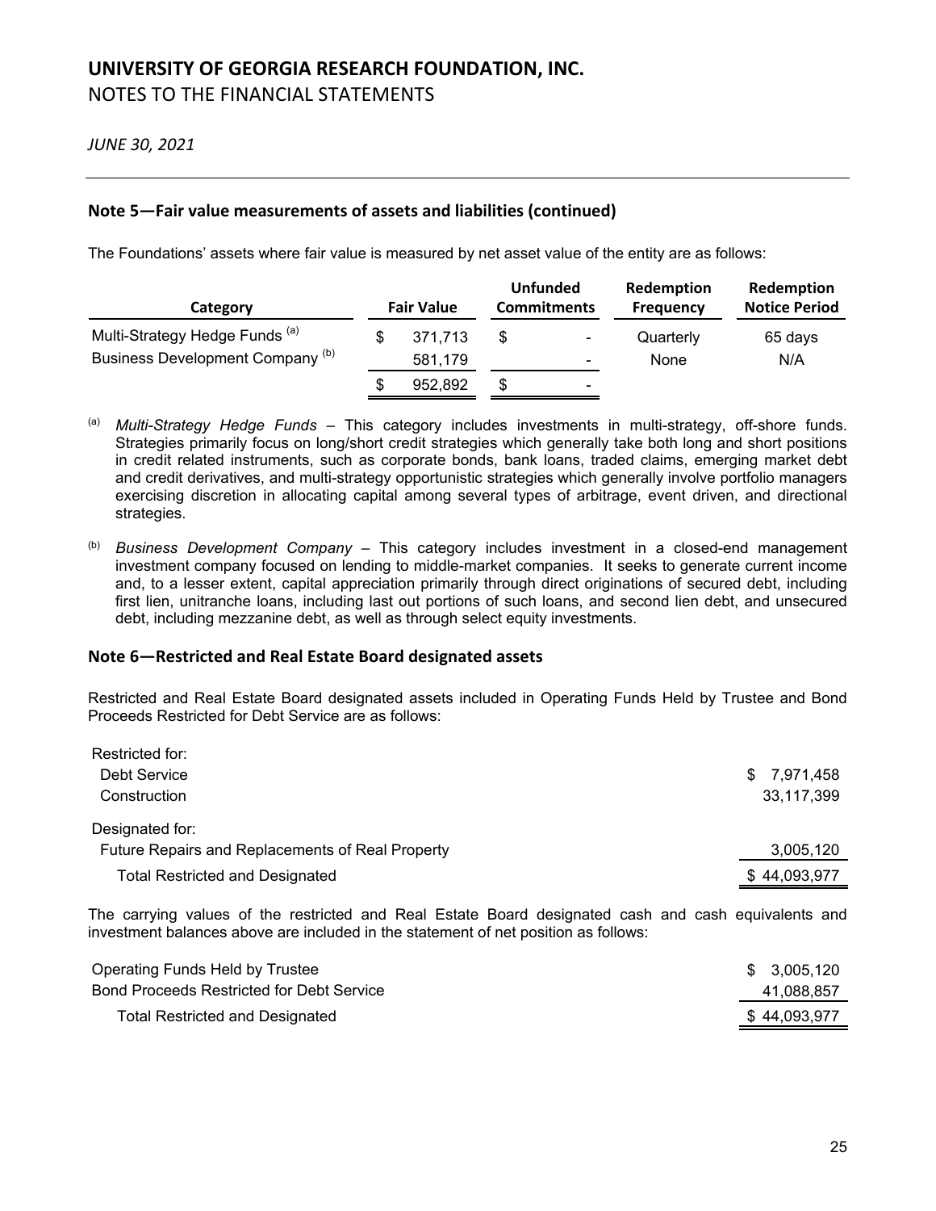## Note 5—Fair value measurements of assets and liabilities (continued)

The Foundations' assets where fair value is measured by net asset value of the entity are as follows:

| Category | Fair Value | Unfunded Commitments | Redemption Frequency | Redemption Notice Period |
|---|---|---|---|---|
| Multi-Strategy Hedge Funds [(a)] | $ 371,713 | $ - | Quarterly | 65 days |
| Business Development Company [(b)] | 581,179 | - | None | N/A |
| | $ 952,892 | $ - | | |

[(a)] *Multi-Strategy Hedge Funds* – This category includes investments in multi-strategy, off-shore funds. Strategies primarily focus on long/short credit strategies which generally take both long and short positions in credit related instruments, such as corporate bonds, bank loans, traded claims, emerging market debt and credit derivatives, and multi-strategy opportunistic strategies which generally involve portfolio managers exercising discretion in allocating capital among several types of arbitrage, event driven, and directional strategies.

[(b)] *Business Development Company* – This category includes investment in a closed-end management investment company focused on lending to middle-market companies. It seeks to generate current income and, to a lesser extent, capital appreciation primarily through direct originations of secured debt, including first lien, unitranche loans, including last out portions of such loans, and second lien debt, and unsecured debt, including mezzanine debt, as well as through select equity investments.

## Note 6—Restricted and Real Estate Board designated assets

Restricted and Real Estate Board designated assets included in Operating Funds Held by Trustee and Bond Proceeds Restricted for Debt Service are as follows:

| | |
|---|---|
| Restricted for: | |
| Debt Service | $ 7,971,458 |
| Construction | 33,117,399 |
| Designated for: | |
| Future Repairs and Replacements of Real Property | 3,005,120 |
| Total Restricted and Designated | $ 44,093,977 |

The carrying values of the restricted and Real Estate Board designated cash and cash equivalents and investment balances above are included in the statement of net position as follows:

| | |
|---|---|
| Operating Funds Held by Trustee | $ 3,005,120 |
| Bond Proceeds Restricted for Debt Service | 41,088,857 |
| Total Restricted and Designated | $ 44,093,977 |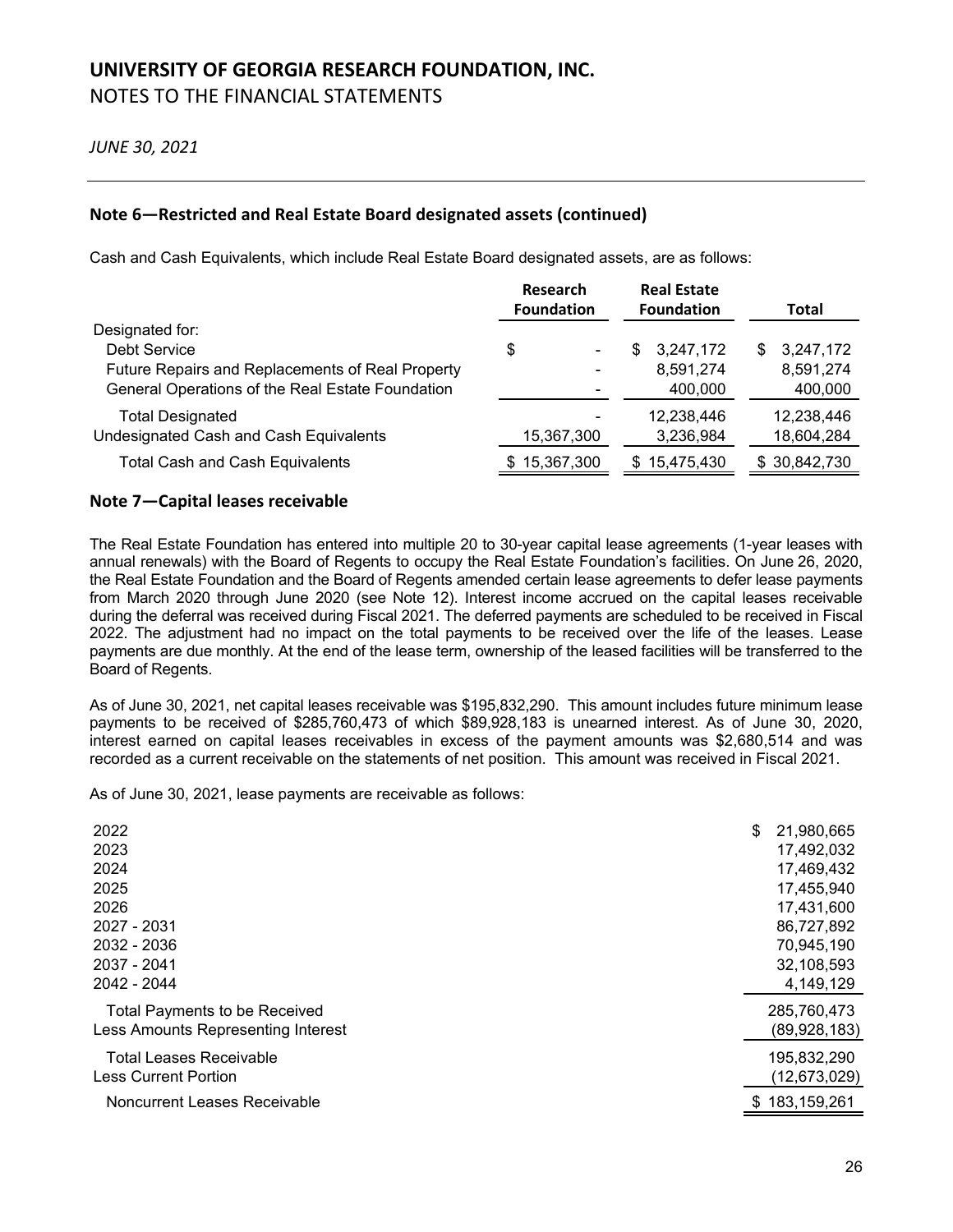# UNIVERSITY OF GEORGIA RESEARCH FOUNDATION, INC.

NOTES TO THE FINANCIAL STATEMENTS

*JUNE 30, 2021*

## Note 6—Restricted and Real Estate Board designated assets (continued)

Cash and Cash Equivalents, which include Real Estate Board designated assets, are as follows:

| | Research Foundation | Real Estate Foundation | Total |
|---|---|---|---|
| Designated for: | | | |
| Debt Service | $ - | $ 3,247,172 | $ 3,247,172 |
| Future Repairs and Replacements of Real Property | - | 8,591,274 | 8,591,274 |
| General Operations of the Real Estate Foundation | - | 400,000 | 400,000 |
| Total Designated | - | 12,238,446 | 12,238,446 |
| Undesignated Cash and Cash Equivalents | 15,367,300 | 3,236,984 | 18,604,284 |
| Total Cash and Cash Equivalents | $ 15,367,300 | $ 15,475,430 | $ 30,842,730 |

## Note 7—Capital leases receivable

The Real Estate Foundation has entered into multiple 20 to 30-year capital lease agreements (1-year leases with annual renewals) with the Board of Regents to occupy the Real Estate Foundation's facilities. On June 26, 2020, the Real Estate Foundation and the Board of Regents amended certain lease agreements to defer lease payments from March 2020 through June 2020 (see Note 12). Interest income accrued on the capital leases receivable during the deferral was received during Fiscal 2021. The deferred payments are scheduled to be received in Fiscal 2022. The adjustment had no impact on the total payments to be received over the life of the leases. Lease payments are due monthly. At the end of the lease term, ownership of the leased facilities will be transferred to the Board of Regents.

As of June 30, 2021, net capital leases receivable was $195,832,290. This amount includes future minimum lease payments to be received of $285,760,473 of which $89,928,183 is unearned interest. As of June 30, 2020, interest earned on capital leases receivables in excess of the payment amounts was $2,680,514 and was recorded as a current receivable on the statements of net position. This amount was received in Fiscal 2021.

As of June 30, 2021, lease payments are receivable as follows:

| | |
|---|---|
| 2022 | $ 21,980,665 |
| 2023 | 17,492,032 |
| 2024 | 17,469,432 |
| 2025 | 17,455,940 |
| 2026 | 17,431,600 |
| 2027 - 2031 | 86,727,892 |
| 2032 - 2036 | 70,945,190 |
| 2037 - 2041 | 32,108,593 |
| 2042 - 2044 | 4,149,129 |
| Total Payments to be Received | 285,760,473 |
| Less Amounts Representing Interest | (89,928,183) |
| Total Leases Receivable | 195,832,290 |
| Less Current Portion | (12,673,029) |
| Noncurrent Leases Receivable | $ 183,159,261 |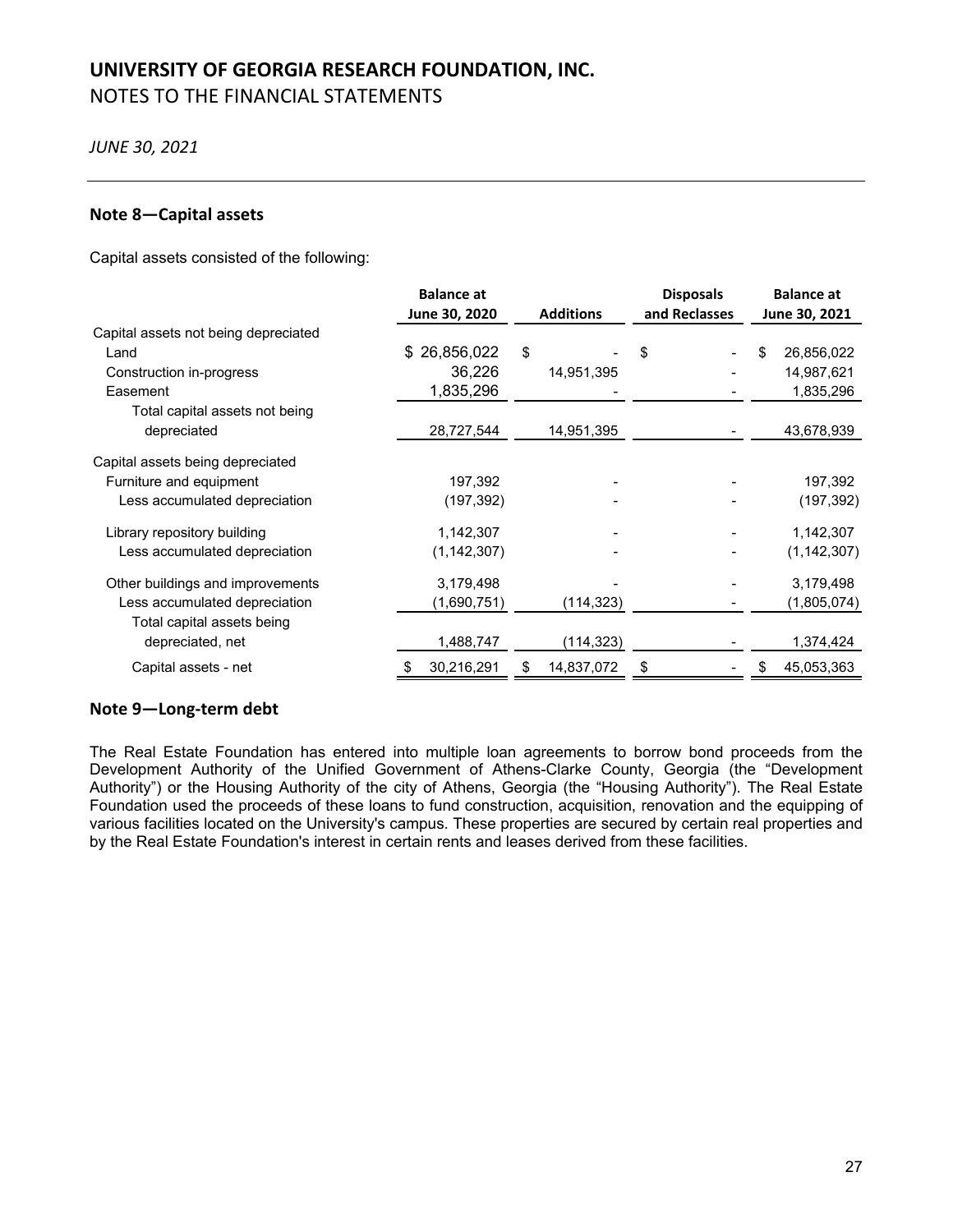# UNIVERSITY OF GEORGIA RESEARCH FOUNDATION, INC.
NOTES TO THE FINANCIAL STATEMENTS

*JUNE 30, 2021*

## Note 8—Capital assets

Capital assets consisted of the following:

| | Balance at June 30, 2020 | Additions | Disposals and Reclasses | Balance at June 30, 2021 |
|---|---|---|---|---|
| Capital assets not being depreciated | | | | |
| Land | $ 26,856,022 | $ - | $ - | $ 26,856,022 |
| Construction in-progress | 36,226 | 14,951,395 | - | 14,987,621 |
| Easement | 1,835,296 | - | - | 1,835,296 |
| Total capital assets not being depreciated | 28,727,544 | 14,951,395 | - | 43,678,939 |
| Capital assets being depreciated | | | | |
| Furniture and equipment | 197,392 | - | - | 197,392 |
| Less accumulated depreciation | (197,392) | - | - | (197,392) |
| Library repository building | 1,142,307 | - | - | 1,142,307 |
| Less accumulated depreciation | (1,142,307) | - | - | (1,142,307) |
| Other buildings and improvements | 3,179,498 | - | - | 3,179,498 |
| Less accumulated depreciation | (1,690,751) | (114,323) | - | (1,805,074) |
| Total capital assets being depreciated, net | 1,488,747 | (114,323) | - | 1,374,424 |
| Capital assets - net | $ 30,216,291 | $ 14,837,072 | $ - | $ 45,053,363 |

## Note 9—Long-term debt

The Real Estate Foundation has entered into multiple loan agreements to borrow bond proceeds from the Development Authority of the Unified Government of Athens-Clarke County, Georgia (the "Development Authority") or the Housing Authority of the city of Athens, Georgia (the "Housing Authority"). The Real Estate Foundation used the proceeds of these loans to fund construction, acquisition, renovation and the equipping of various facilities located on the University's campus. These properties are secured by certain real properties and by the Real Estate Foundation's interest in certain rents and leases derived from these facilities.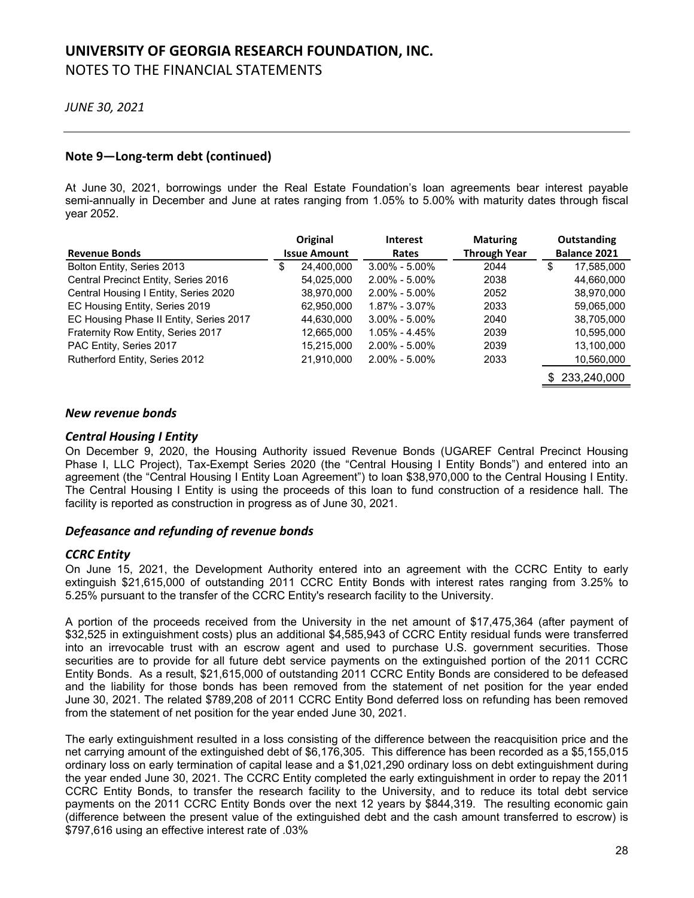## Note 9—Long-term debt (continued)

At June 30, 2021, borrowings under the Real Estate Foundation's loan agreements bear interest payable semi-annually in December and June at rates ranging from 1.05% to 5.00% with maturity dates through fiscal year 2052.

| Revenue Bonds | Original Issue Amount | Interest Rates | Maturing Through Year | Outstanding Balance 2021 |
|---|---|---|---|---|
| Bolton Entity, Series 2013 | $ 24,400,000 | 3.00% - 5.00% | 2044 | $ 17,585,000 |
| Central Precinct Entity, Series 2016 | 54,025,000 | 2.00% - 5.00% | 2038 | 44,660,000 |
| Central Housing I Entity, Series 2020 | 38,970,000 | 2.00% - 5.00% | 2052 | 38,970,000 |
| EC Housing Entity, Series 2019 | 62,950,000 | 1.87% - 3.07% | 2033 | 59,065,000 |
| EC Housing Phase II Entity, Series 2017 | 44,630,000 | 3.00% - 5.00% | 2040 | 38,705,000 |
| Fraternity Row Entity, Series 2017 | 12,665,000 | 1.05% - 4.45% | 2039 | 10,595,000 |
| PAC Entity, Series 2017 | 15,215,000 | 2.00% - 5.00% | 2039 | 13,100,000 |
| Rutherford Entity, Series 2012 | 21,910,000 | 2.00% - 5.00% | 2033 | 10,560,000 |
| | | | | $ 233,240,000 |

### *New revenue bonds*

### *Central Housing I Entity*

On December 9, 2020, the Housing Authority issued Revenue Bonds (UGAREF Central Precinct Housing Phase I, LLC Project), Tax-Exempt Series 2020 (the "Central Housing I Entity Bonds") and entered into an agreement (the "Central Housing I Entity Loan Agreement") to loan $38,970,000 to the Central Housing I Entity. The Central Housing I Entity is using the proceeds of this loan to fund construction of a residence hall. The facility is reported as construction in progress as of June 30, 2021.

### *Defeasance and refunding of revenue bonds*

### *CCRC Entity*

On June 15, 2021, the Development Authority entered into an agreement with the CCRC Entity to early extinguish $21,615,000 of outstanding 2011 CCRC Entity Bonds with interest rates ranging from 3.25% to 5.25% pursuant to the transfer of the CCRC Entity's research facility to the University.

A portion of the proceeds received from the University in the net amount of $17,475,364 (after payment of $32,525 in extinguishment costs) plus an additional $4,585,943 of CCRC Entity residual funds were transferred into an irrevocable trust with an escrow agent and used to purchase U.S. government securities. Those securities are to provide for all future debt service payments on the extinguished portion of the 2011 CCRC Entity Bonds. As a result, $21,615,000 of outstanding 2011 CCRC Entity Bonds are considered to be defeased and the liability for those bonds has been removed from the statement of net position for the year ended June 30, 2021. The related $789,208 of 2011 CCRC Entity Bond deferred loss on refunding has been removed from the statement of net position for the year ended June 30, 2021.

The early extinguishment resulted in a loss consisting of the difference between the reacquisition price and the net carrying amount of the extinguished debt of $6,176,305. This difference has been recorded as a $5,155,015 ordinary loss on early termination of capital lease and a $1,021,290 ordinary loss on debt extinguishment during the year ended June 30, 2021. The CCRC Entity completed the early extinguishment in order to repay the 2011 CCRC Entity Bonds, to transfer the research facility to the University, and to reduce its total debt service payments on the 2011 CCRC Entity Bonds over the next 12 years by $844,319. The resulting economic gain (difference between the present value of the extinguished debt and the cash amount transferred to escrow) is $797,616 using an effective interest rate of .03%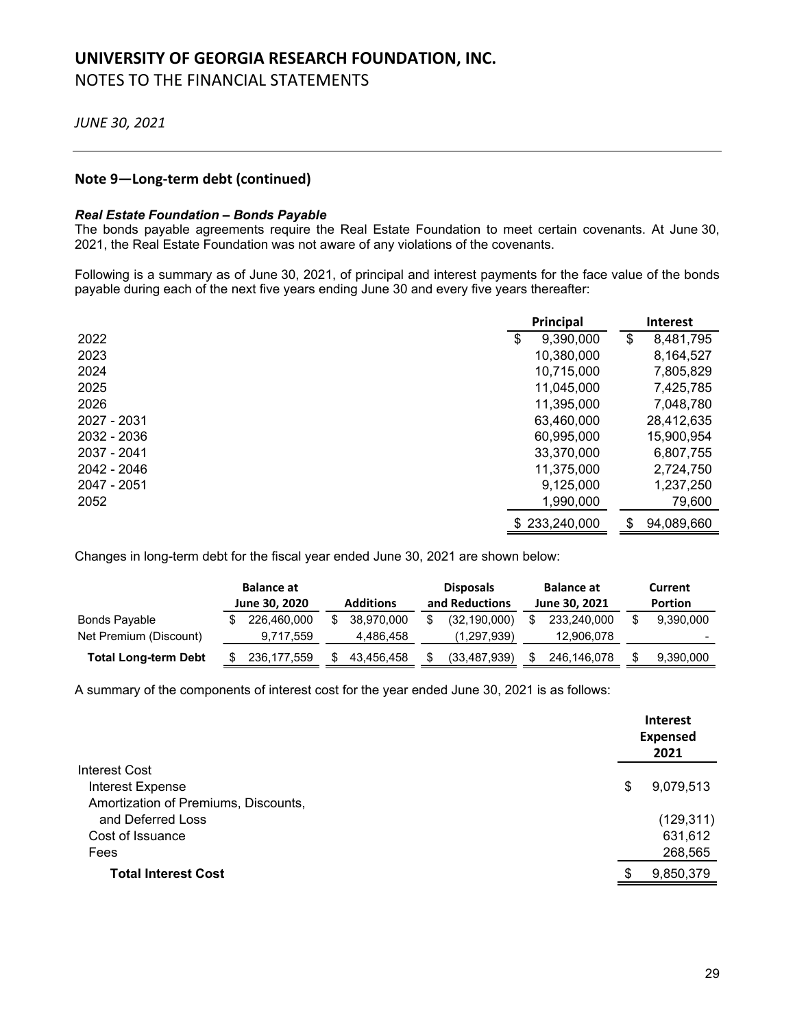# UNIVERSITY OF GEORGIA RESEARCH FOUNDATION, INC.
## NOTES TO THE FINANCIAL STATEMENTS

*JUNE 30, 2021*

### Note 9—Long-term debt (continued)

***Real Estate Foundation – Bonds Payable***

The bonds payable agreements require the Real Estate Foundation to meet certain covenants. At June 30, 2021, the Real Estate Foundation was not aware of any violations of the covenants.

Following is a summary as of June 30, 2021, of principal and interest payments for the face value of the bonds payable during each of the next five years ending June 30 and every five years thereafter:

| | Principal | Interest |
|---|---|---|
| 2022 | $ 9,390,000 | $ 8,481,795 |
| 2023 | 10,380,000 | 8,164,527 |
| 2024 | 10,715,000 | 7,805,829 |
| 2025 | 11,045,000 | 7,425,785 |
| 2026 | 11,395,000 | 7,048,780 |
| 2027 - 2031 | 63,460,000 | 28,412,635 |
| 2032 - 2036 | 60,995,000 | 15,900,954 |
| 2037 - 2041 | 33,370,000 | 6,807,755 |
| 2042 - 2046 | 11,375,000 | 2,724,750 |
| 2047 - 2051 | 9,125,000 | 1,237,250 |
| 2052 | 1,990,000 | 79,600 |
| | $ 233,240,000 | $ 94,089,660 |

Changes in long-term debt for the fiscal year ended June 30, 2021 are shown below:

| | Balance at June 30, 2020 | Additions | Disposals and Reductions | Balance at June 30, 2021 | Current Portion |
|---|---|---|---|---|---|
| Bonds Payable | $ 226,460,000 | $ 38,970,000 | $ (32,190,000) | $ 233,240,000 | $ 9,390,000 |
| Net Premium (Discount) | 9,717,559 | 4,486,458 | (1,297,939) | 12,906,078 | - |
| **Total Long-term Debt** | $ 236,177,559 | $ 43,456,458 | $ (33,487,939) | $ 246,146,078 | $ 9,390,000 |

A summary of the components of interest cost for the year ended June 30, 2021 is as follows:

| | Interest Expensed 2021 |
|---|---|
| Interest Cost | |
| Interest Expense | $ 9,079,513 |
| Amortization of Premiums, Discounts, and Deferred Loss | (129,311) |
| Cost of Issuance | 631,612 |
| Fees | 268,565 |
| **Total Interest Cost** | $ 9,850,379 |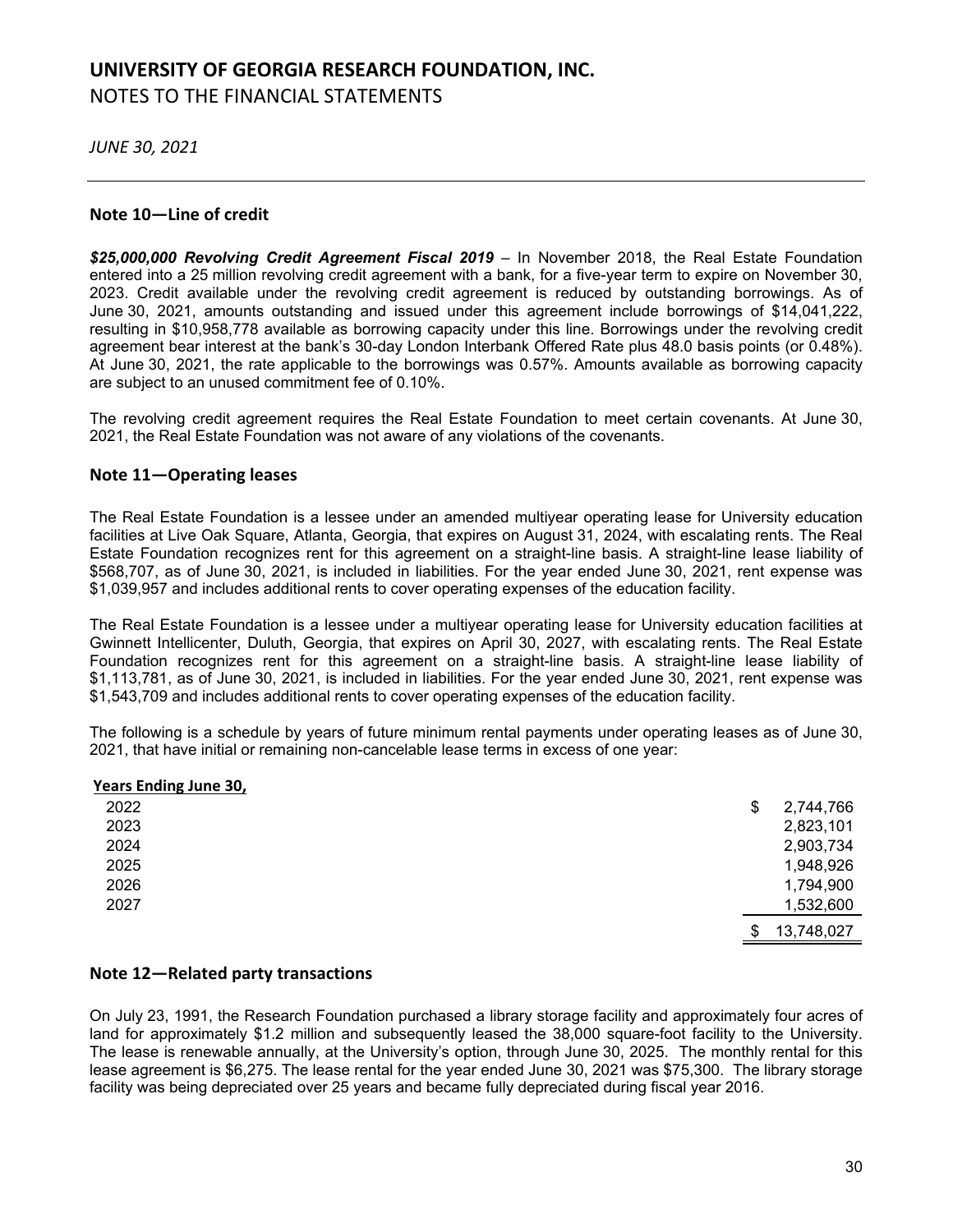# UNIVERSITY OF GEORGIA RESEARCH FOUNDATION, INC.
NOTES TO THE FINANCIAL STATEMENTS

*JUNE 30, 2021*

## Note 10—Line of credit

***$25,000,000 Revolving Credit Agreement Fiscal 2019*** – In November 2018, the Real Estate Foundation entered into a 25 million revolving credit agreement with a bank, for a five-year term to expire on November 30, 2023. Credit available under the revolving credit agreement is reduced by outstanding borrowings. As of June 30, 2021, amounts outstanding and issued under this agreement include borrowings of $14,041,222, resulting in $10,958,778 available as borrowing capacity under this line. Borrowings under the revolving credit agreement bear interest at the bank's 30-day London Interbank Offered Rate plus 48.0 basis points (or 0.48%). At June 30, 2021, the rate applicable to the borrowings was 0.57%. Amounts available as borrowing capacity are subject to an unused commitment fee of 0.10%.

The revolving credit agreement requires the Real Estate Foundation to meet certain covenants. At June 30, 2021, the Real Estate Foundation was not aware of any violations of the covenants.

## Note 11—Operating leases

The Real Estate Foundation is a lessee under an amended multiyear operating lease for University education facilities at Live Oak Square, Atlanta, Georgia, that expires on August 31, 2024, with escalating rents. The Real Estate Foundation recognizes rent for this agreement on a straight-line basis. A straight-line lease liability of $568,707, as of June 30, 2021, is included in liabilities. For the year ended June 30, 2021, rent expense was $1,039,957 and includes additional rents to cover operating expenses of the education facility.

The Real Estate Foundation is a lessee under a multiyear operating lease for University education facilities at Gwinnett Intellicenter, Duluth, Georgia, that expires on April 30, 2027, with escalating rents. The Real Estate Foundation recognizes rent for this agreement on a straight-line basis. A straight-line lease liability of $1,113,781, as of June 30, 2021, is included in liabilities. For the year ended June 30, 2021, rent expense was $1,543,709 and includes additional rents to cover operating expenses of the education facility.

The following is a schedule by years of future minimum rental payments under operating leases as of June 30, 2021, that have initial or remaining non-cancelable lease terms in excess of one year:

| Years Ending June 30, | |
|---|---|
| 2022 | $ 2,744,766 |
| 2023 | 2,823,101 |
| 2024 | 2,903,734 |
| 2025 | 1,948,926 |
| 2026 | 1,794,900 |
| 2027 | 1,532,600 |
| | $ 13,748,027 |

## Note 12—Related party transactions

On July 23, 1991, the Research Foundation purchased a library storage facility and approximately four acres of land for approximately $1.2 million and subsequently leased the 38,000 square-foot facility to the University. The lease is renewable annually, at the University's option, through June 30, 2025. The monthly rental for this lease agreement is $6,275. The lease rental for the year ended June 30, 2021 was $75,300. The library storage facility was being depreciated over 25 years and became fully depreciated during fiscal year 2016.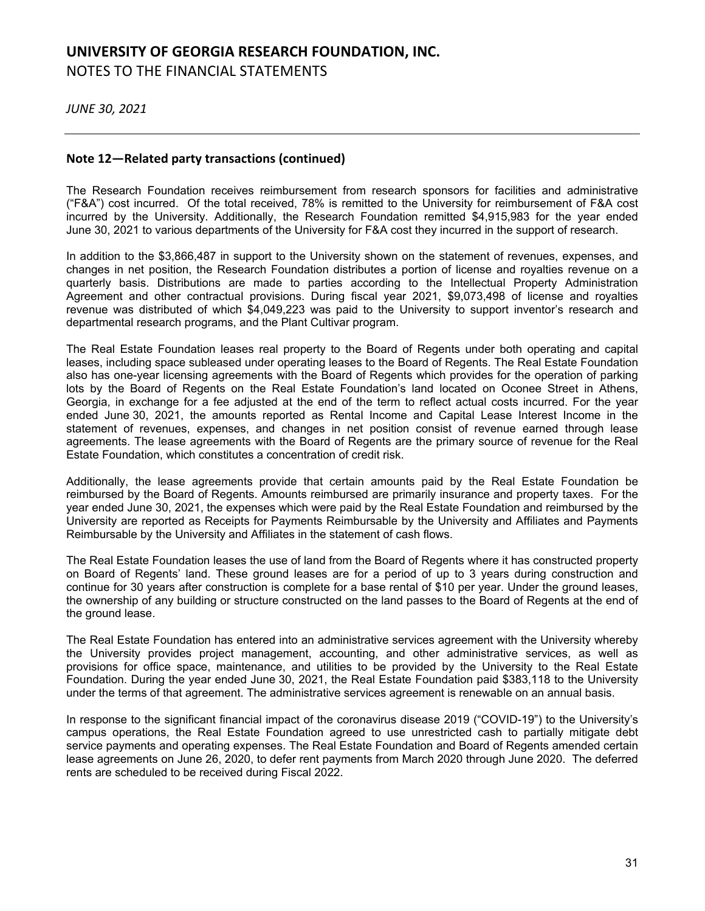## Note 12—Related party transactions (continued)

The Research Foundation receives reimbursement from research sponsors for facilities and administrative ("F&A") cost incurred. Of the total received, 78% is remitted to the University for reimbursement of F&A cost incurred by the University. Additionally, the Research Foundation remitted $4,915,983 for the year ended June 30, 2021 to various departments of the University for F&A cost they incurred in the support of research.

In addition to the $3,866,487 in support to the University shown on the statement of revenues, expenses, and changes in net position, the Research Foundation distributes a portion of license and royalties revenue on a quarterly basis. Distributions are made to parties according to the Intellectual Property Administration Agreement and other contractual provisions. During fiscal year 2021, $9,073,498 of license and royalties revenue was distributed of which $4,049,223 was paid to the University to support inventor's research and departmental research programs, and the Plant Cultivar program.

The Real Estate Foundation leases real property to the Board of Regents under both operating and capital leases, including space subleased under operating leases to the Board of Regents. The Real Estate Foundation also has one-year licensing agreements with the Board of Regents which provides for the operation of parking lots by the Board of Regents on the Real Estate Foundation's land located on Oconee Street in Athens, Georgia, in exchange for a fee adjusted at the end of the term to reflect actual costs incurred. For the year ended June 30, 2021, the amounts reported as Rental Income and Capital Lease Interest Income in the statement of revenues, expenses, and changes in net position consist of revenue earned through lease agreements. The lease agreements with the Board of Regents are the primary source of revenue for the Real Estate Foundation, which constitutes a concentration of credit risk.

Additionally, the lease agreements provide that certain amounts paid by the Real Estate Foundation be reimbursed by the Board of Regents. Amounts reimbursed are primarily insurance and property taxes. For the year ended June 30, 2021, the expenses which were paid by the Real Estate Foundation and reimbursed by the University are reported as Receipts for Payments Reimbursable by the University and Affiliates and Payments Reimbursable by the University and Affiliates in the statement of cash flows.

The Real Estate Foundation leases the use of land from the Board of Regents where it has constructed property on Board of Regents' land. These ground leases are for a period of up to 3 years during construction and continue for 30 years after construction is complete for a base rental of $10 per year. Under the ground leases, the ownership of any building or structure constructed on the land passes to the Board of Regents at the end of the ground lease.

The Real Estate Foundation has entered into an administrative services agreement with the University whereby the University provides project management, accounting, and other administrative services, as well as provisions for office space, maintenance, and utilities to be provided by the University to the Real Estate Foundation. During the year ended June 30, 2021, the Real Estate Foundation paid $383,118 to the University under the terms of that agreement. The administrative services agreement is renewable on an annual basis.

In response to the significant financial impact of the coronavirus disease 2019 ("COVID-19") to the University's campus operations, the Real Estate Foundation agreed to use unrestricted cash to partially mitigate debt service payments and operating expenses. The Real Estate Foundation and Board of Regents amended certain lease agreements on June 26, 2020, to defer rent payments from March 2020 through June 2020. The deferred rents are scheduled to be received during Fiscal 2022.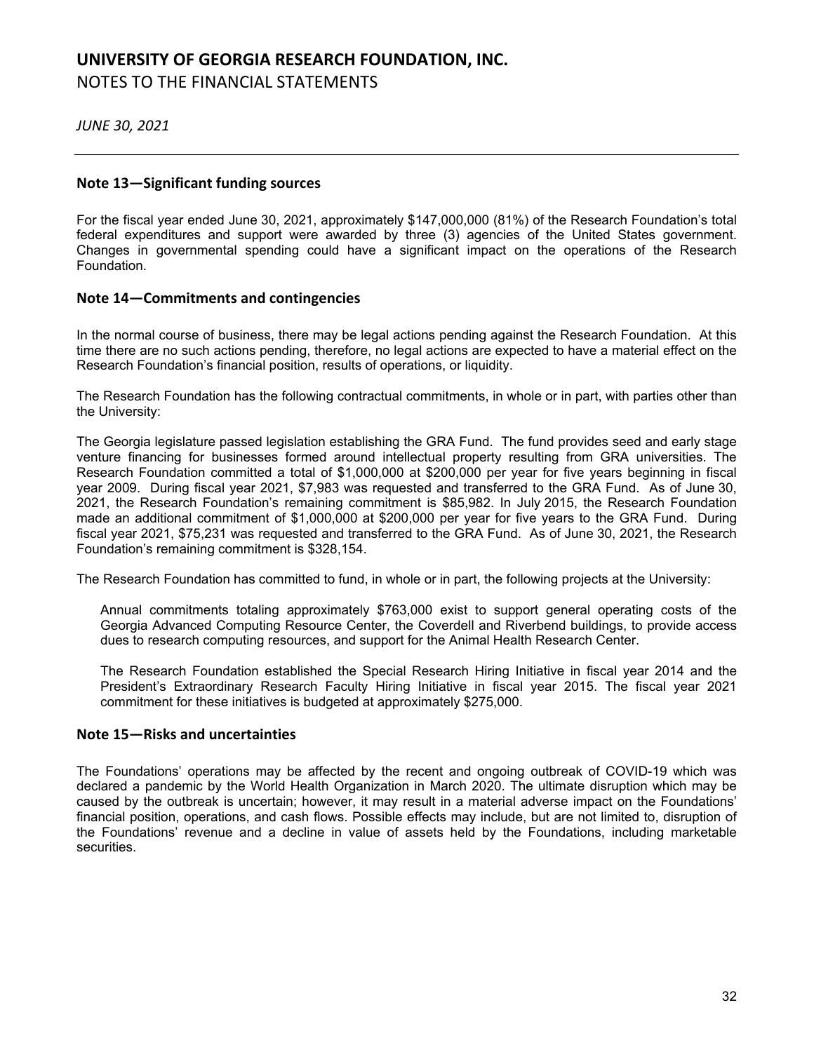## Note 13—Significant funding sources

For the fiscal year ended June 30, 2021, approximately $147,000,000 (81%) of the Research Foundation's total federal expenditures and support were awarded by three (3) agencies of the United States government. Changes in governmental spending could have a significant impact on the operations of the Research Foundation.

## Note 14—Commitments and contingencies

In the normal course of business, there may be legal actions pending against the Research Foundation. At this time there are no such actions pending, therefore, no legal actions are expected to have a material effect on the Research Foundation's financial position, results of operations, or liquidity.

The Research Foundation has the following contractual commitments, in whole or in part, with parties other than the University:

The Georgia legislature passed legislation establishing the GRA Fund. The fund provides seed and early stage venture financing for businesses formed around intellectual property resulting from GRA universities. The Research Foundation committed a total of $1,000,000 at $200,000 per year for five years beginning in fiscal year 2009. During fiscal year 2021, $7,983 was requested and transferred to the GRA Fund. As of June 30, 2021, the Research Foundation's remaining commitment is $85,982. In July 2015, the Research Foundation made an additional commitment of $1,000,000 at $200,000 per year for five years to the GRA Fund. During fiscal year 2021, $75,231 was requested and transferred to the GRA Fund. As of June 30, 2021, the Research Foundation's remaining commitment is $328,154.

The Research Foundation has committed to fund, in whole or in part, the following projects at the University:

Annual commitments totaling approximately $763,000 exist to support general operating costs of the Georgia Advanced Computing Resource Center, the Coverdell and Riverbend buildings, to provide access dues to research computing resources, and support for the Animal Health Research Center.

The Research Foundation established the Special Research Hiring Initiative in fiscal year 2014 and the President's Extraordinary Research Faculty Hiring Initiative in fiscal year 2015. The fiscal year 2021 commitment for these initiatives is budgeted at approximately $275,000.

## Note 15—Risks and uncertainties

The Foundations' operations may be affected by the recent and ongoing outbreak of COVID-19 which was declared a pandemic by the World Health Organization in March 2020. The ultimate disruption which may be caused by the outbreak is uncertain; however, it may result in a material adverse impact on the Foundations' financial position, operations, and cash flows. Possible effects may include, but are not limited to, disruption of the Foundations' revenue and a decline in value of assets held by the Foundations, including marketable securities.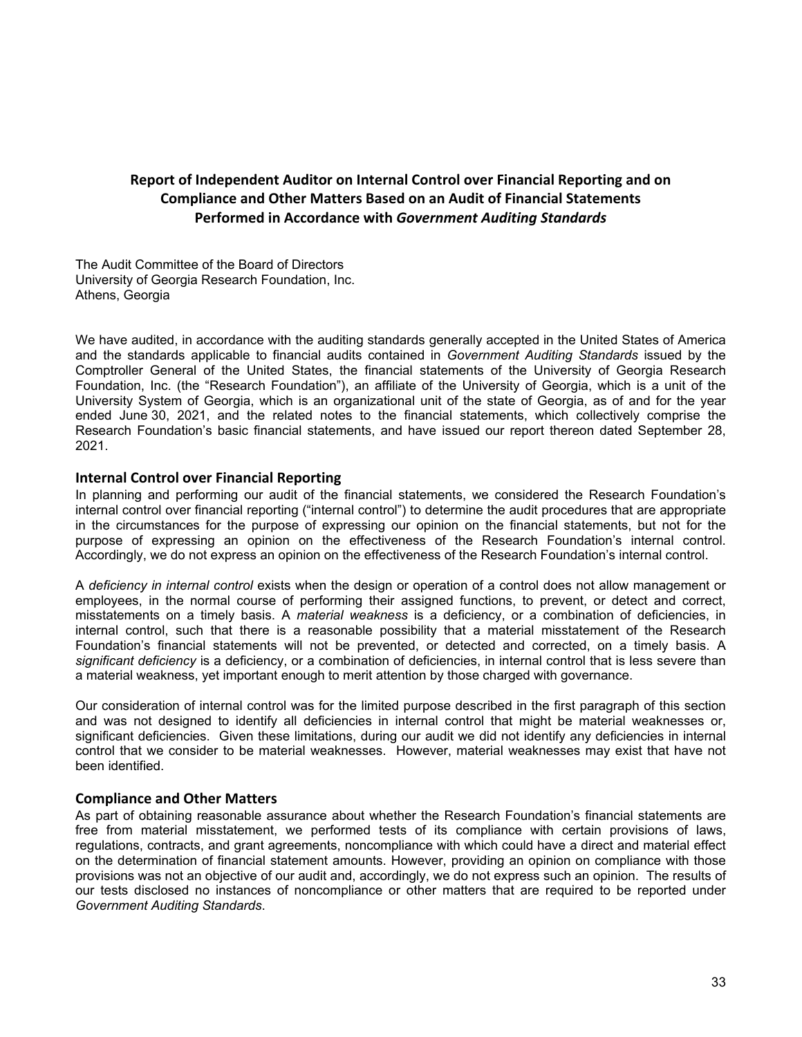# Report of Independent Auditor on Internal Control over Financial Reporting and on Compliance and Other Matters Based on an Audit of Financial Statements Performed in Accordance with *Government Auditing Standards*

The Audit Committee of the Board of Directors
University of Georgia Research Foundation, Inc.
Athens, Georgia

We have audited, in accordance with the auditing standards generally accepted in the United States of America and the standards applicable to financial audits contained in *Government Auditing Standards* issued by the Comptroller General of the United States, the financial statements of the University of Georgia Research Foundation, Inc. (the "Research Foundation"), an affiliate of the University of Georgia, which is a unit of the University System of Georgia, which is an organizational unit of the state of Georgia, as of and for the year ended June 30, 2021, and the related notes to the financial statements, which collectively comprise the Research Foundation's basic financial statements, and have issued our report thereon dated September 28, 2021.

## Internal Control over Financial Reporting

In planning and performing our audit of the financial statements, we considered the Research Foundation's internal control over financial reporting ("internal control") to determine the audit procedures that are appropriate in the circumstances for the purpose of expressing our opinion on the financial statements, but not for the purpose of expressing an opinion on the effectiveness of the Research Foundation's internal control. Accordingly, we do not express an opinion on the effectiveness of the Research Foundation's internal control.

A *deficiency in internal control* exists when the design or operation of a control does not allow management or employees, in the normal course of performing their assigned functions, to prevent, or detect and correct, misstatements on a timely basis. A *material weakness* is a deficiency, or a combination of deficiencies, in internal control, such that there is a reasonable possibility that a material misstatement of the Research Foundation's financial statements will not be prevented, or detected and corrected, on a timely basis. A *significant deficiency* is a deficiency, or a combination of deficiencies, in internal control that is less severe than a material weakness, yet important enough to merit attention by those charged with governance.

Our consideration of internal control was for the limited purpose described in the first paragraph of this section and was not designed to identify all deficiencies in internal control that might be material weaknesses or, significant deficiencies. Given these limitations, during our audit we did not identify any deficiencies in internal control that we consider to be material weaknesses. However, material weaknesses may exist that have not been identified.

## Compliance and Other Matters

As part of obtaining reasonable assurance about whether the Research Foundation's financial statements are free from material misstatement, we performed tests of its compliance with certain provisions of laws, regulations, contracts, and grant agreements, noncompliance with which could have a direct and material effect on the determination of financial statement amounts. However, providing an opinion on compliance with those provisions was not an objective of our audit and, accordingly, we do not express such an opinion. The results of our tests disclosed no instances of noncompliance or other matters that are required to be reported under *Government Auditing Standards*.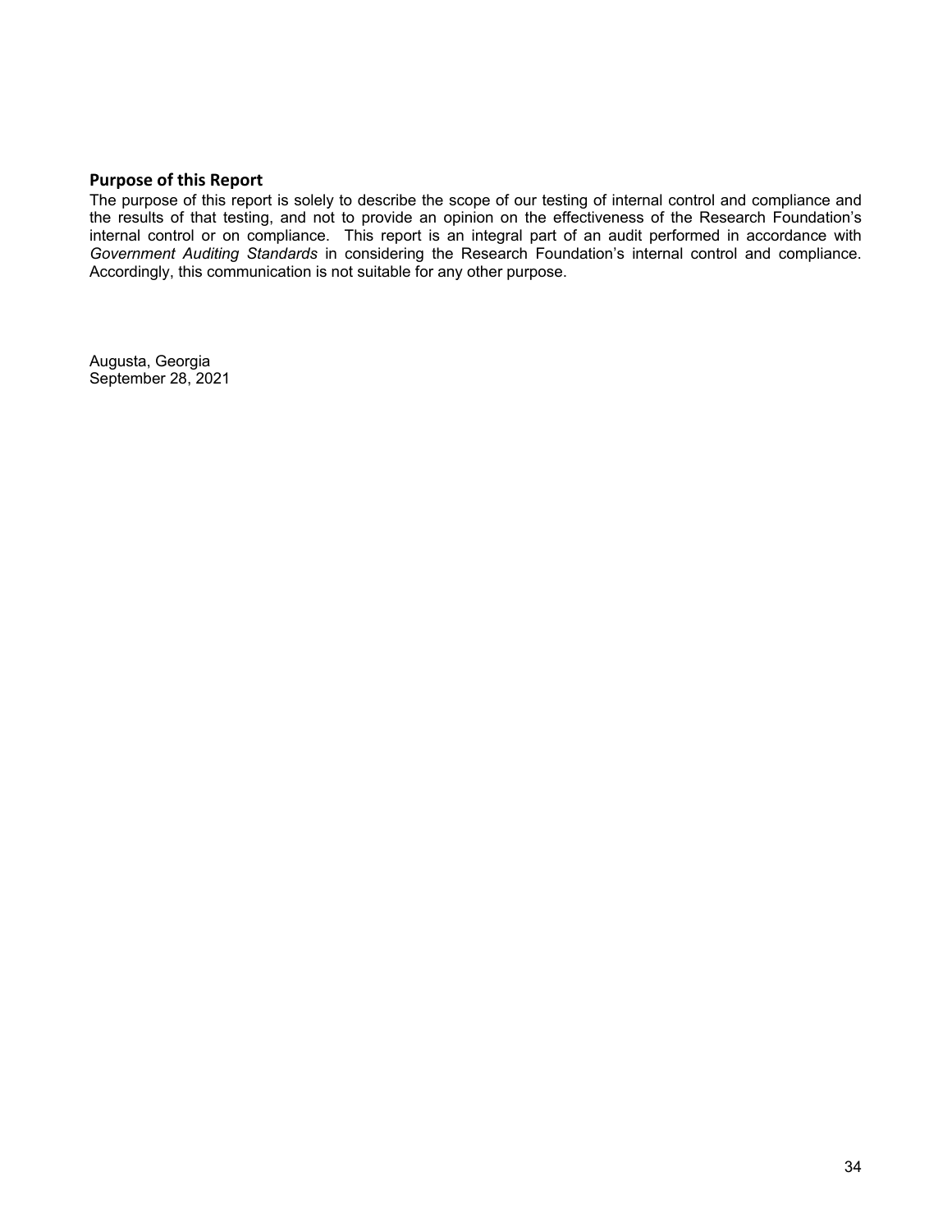## Purpose of this Report

The purpose of this report is solely to describe the scope of our testing of internal control and compliance and the results of that testing, and not to provide an opinion on the effectiveness of the Research Foundation's internal control or on compliance. This report is an integral part of an audit performed in accordance with *Government Auditing Standards* in considering the Research Foundation's internal control and compliance. Accordingly, this communication is not suitable for any other purpose.

Augusta, Georgia
September 28, 2021